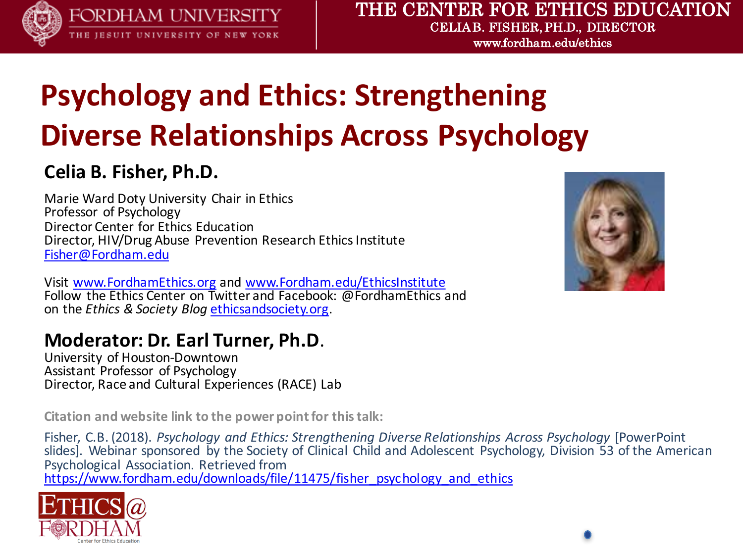FORDHAM UNIVERSITY
THE JESUIT UNIVERSITY OF NEW YORK

THE CENTER FOR ETHICS EDUCATION
CELIA B. FISHER, PH.D., DIRECTOR
www.fordham.edu/ethics

# Psychology and Ethics: Strengthening Diverse Relationships Across Psychology

## Celia B. Fisher, Ph.D.

Marie Ward Doty University Chair in Ethics
Professor of Psychology
Director Center for Ethics Education
Director, HIV/Drug Abuse Prevention Research Ethics Institute
Fisher@Fordham.edu

Visit www.FordhamEthics.org and www.Fordham.edu/EthicsInstitute
Follow the Ethics Center on Twitter and Facebook: @FordhamEthics and on the *Ethics & Society Blog* ethicsandsociety.org.

## Moderator: Dr. Earl Turner, Ph.D.

University of Houston-Downtown
Assistant Professor of Psychology
Director, Race and Cultural Experiences (RACE) Lab

**Citation and website link to the power point for this talk:**

Fisher, C.B. (2018). *Psychology and Ethics: Strengthening Diverse Relationships Across Psychology* [PowerPoint slides]. Webinar sponsored by the Society of Clinical Child and Adolescent Psychology, Division 53 of the American Psychological Association. Retrieved from https://www.fordham.edu/downloads/file/11475/fisher_psychology_and_ethics

ETHICS@FORDHAM
Center for Ethics Education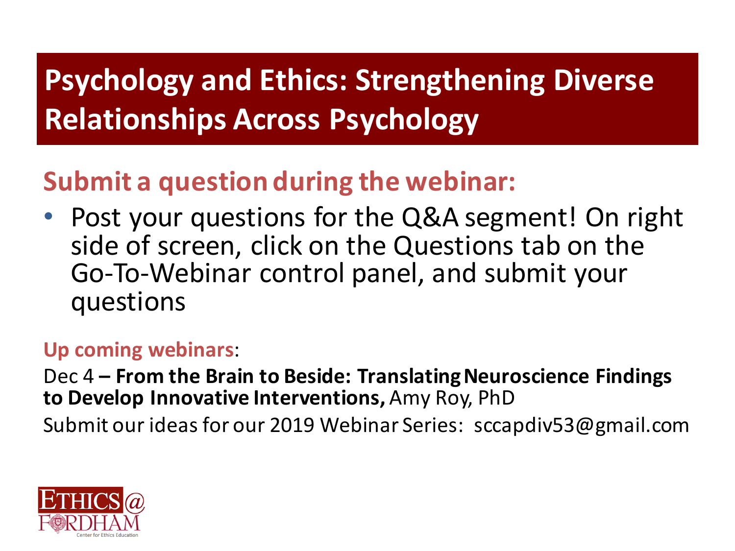# Psychology and Ethics: Strengthening Diverse Relationships Across Psychology

## Submit a question during the webinar:

- Post your questions for the Q&A segment! On right side of screen, click on the Questions tab on the Go-To-Webinar control panel, and submit your questions

**Up coming webinars**:

Dec 4 **– From the Brain to Beside: Translating Neuroscience Findings to Develop Innovative Interventions,** Amy Roy, PhD

Submit our ideas for our 2019 Webinar Series: sccapdiv53@gmail.com

ETHICS@ FORDHAM
Center for Ethics Education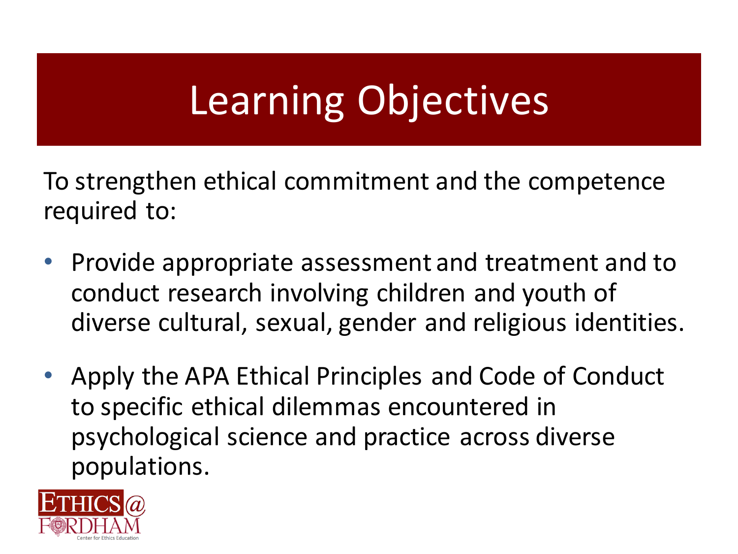# Learning Objectives

To strengthen ethical commitment and the competence required to:

- Provide appropriate assessment and treatment and to conduct research involving children and youth of diverse cultural, sexual, gender and religious identities.

- Apply the APA Ethical Principles and Code of Conduct to specific ethical dilemmas encountered in psychological science and practice across diverse populations.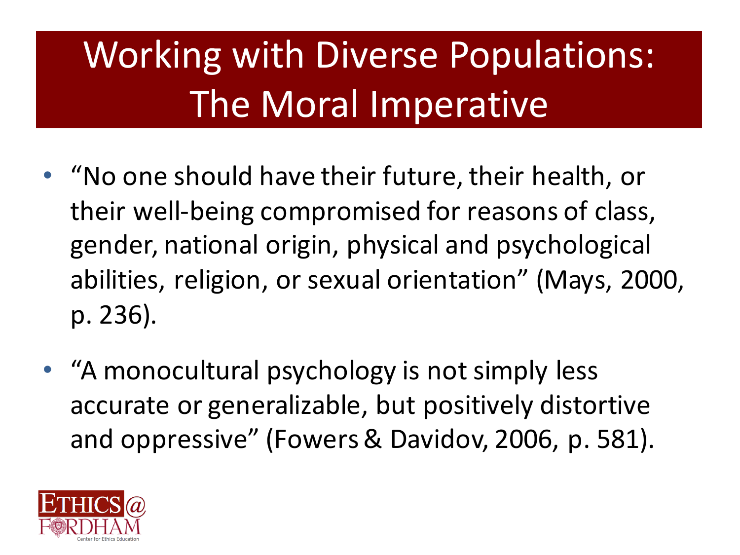# Working with Diverse Populations: The Moral Imperative

- "No one should have their future, their health, or their well-being compromised for reasons of class, gender, national origin, physical and psychological abilities, religion, or sexual orientation" (Mays, 2000, p. 236).
- "A monocultural psychology is not simply less accurate or generalizable, but positively distortive and oppressive" (Fowers & Davidov, 2006, p. 581).

ETHICS@FORDHAM
Center for Ethics Education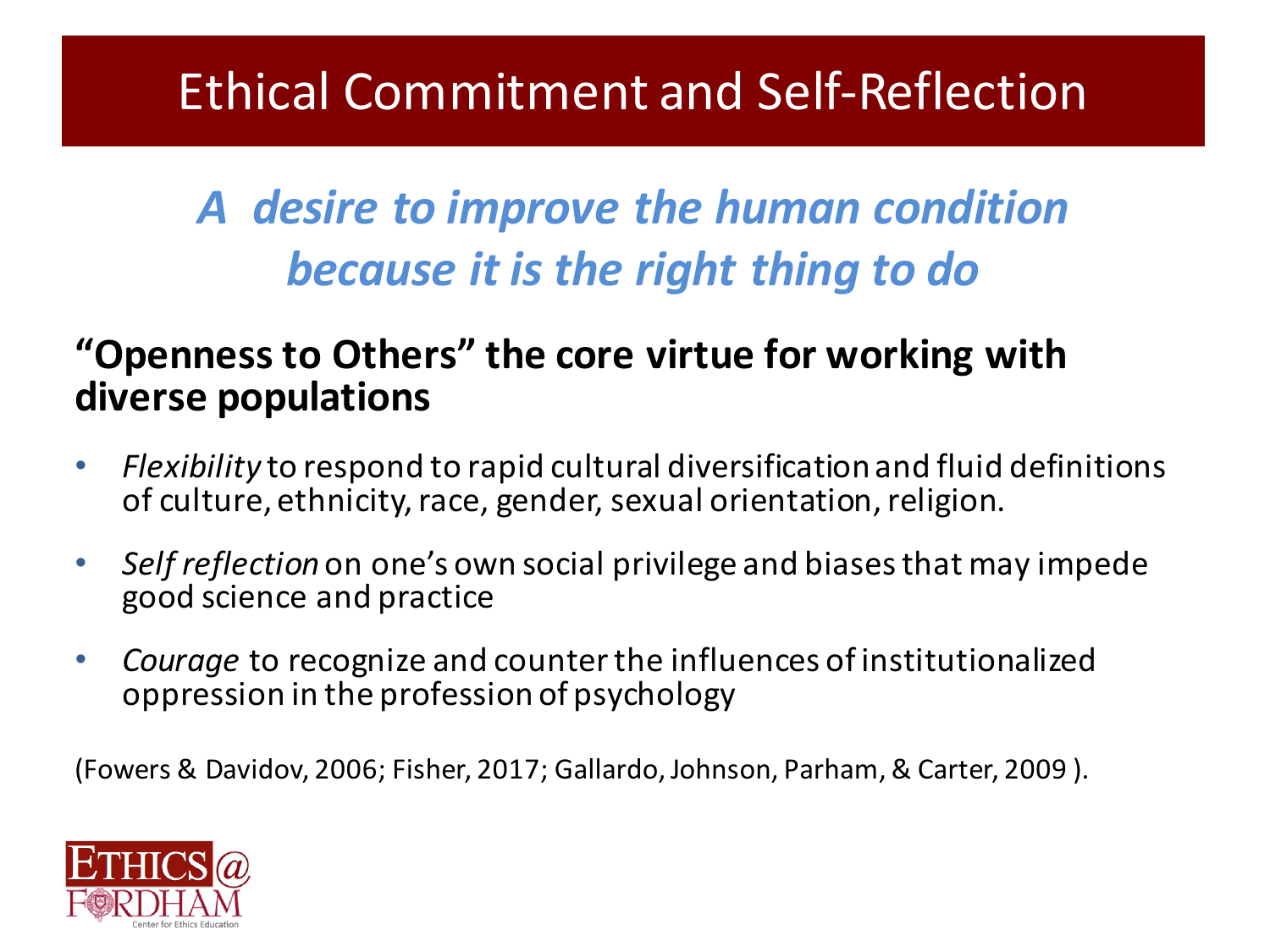# Ethical Commitment and Self-Reflection

***A desire to improve the human condition because it is the right thing to do***

**"Openness to Others" the core virtue for working with diverse populations**

- *Flexibility* to respond to rapid cultural diversification and fluid definitions of culture, ethnicity, race, gender, sexual orientation, religion.
- *Self reflection* on one's own social privilege and biases that may impede good science and practice
- *Courage* to recognize and counter the influences of institutionalized oppression in the profession of psychology

(Fowers & Davidov, 2006; Fisher, 2017; Gallardo, Johnson, Parham, & Carter, 2009 ).

ETHICS@ FORDHAM
Center for Ethics Education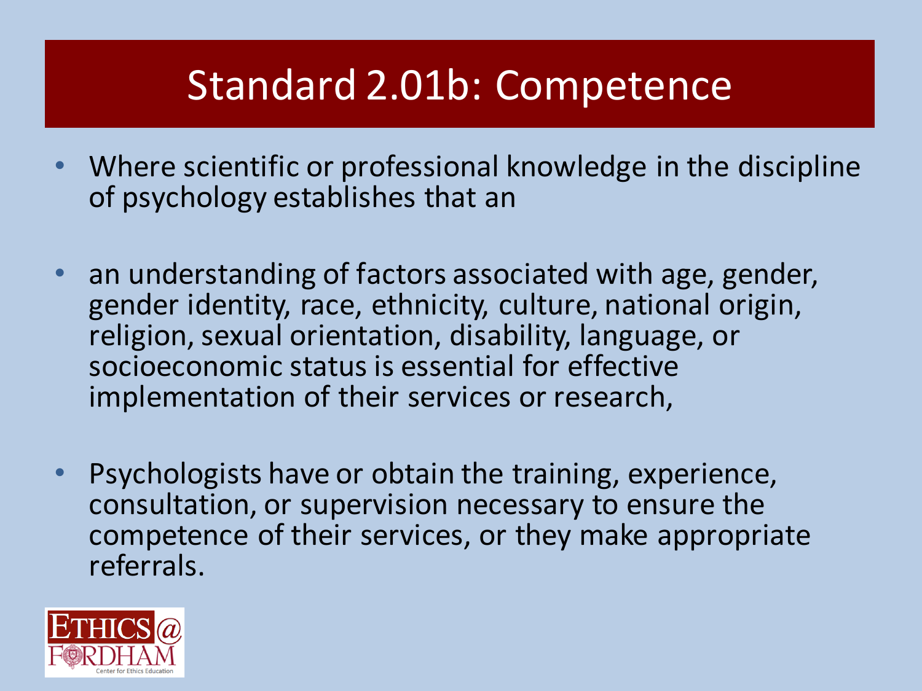# Standard 2.01b: Competence

- Where scientific or professional knowledge in the discipline of psychology establishes that an

- an understanding of factors associated with age, gender, gender identity, race, ethnicity, culture, national origin, religion, sexual orientation, disability, language, or socioeconomic status is essential for effective implementation of their services or research,

- Psychologists have or obtain the training, experience, consultation, or supervision necessary to ensure the competence of their services, or they make appropriate referrals.

ETHICS@FORDHAM
Center for Ethics Education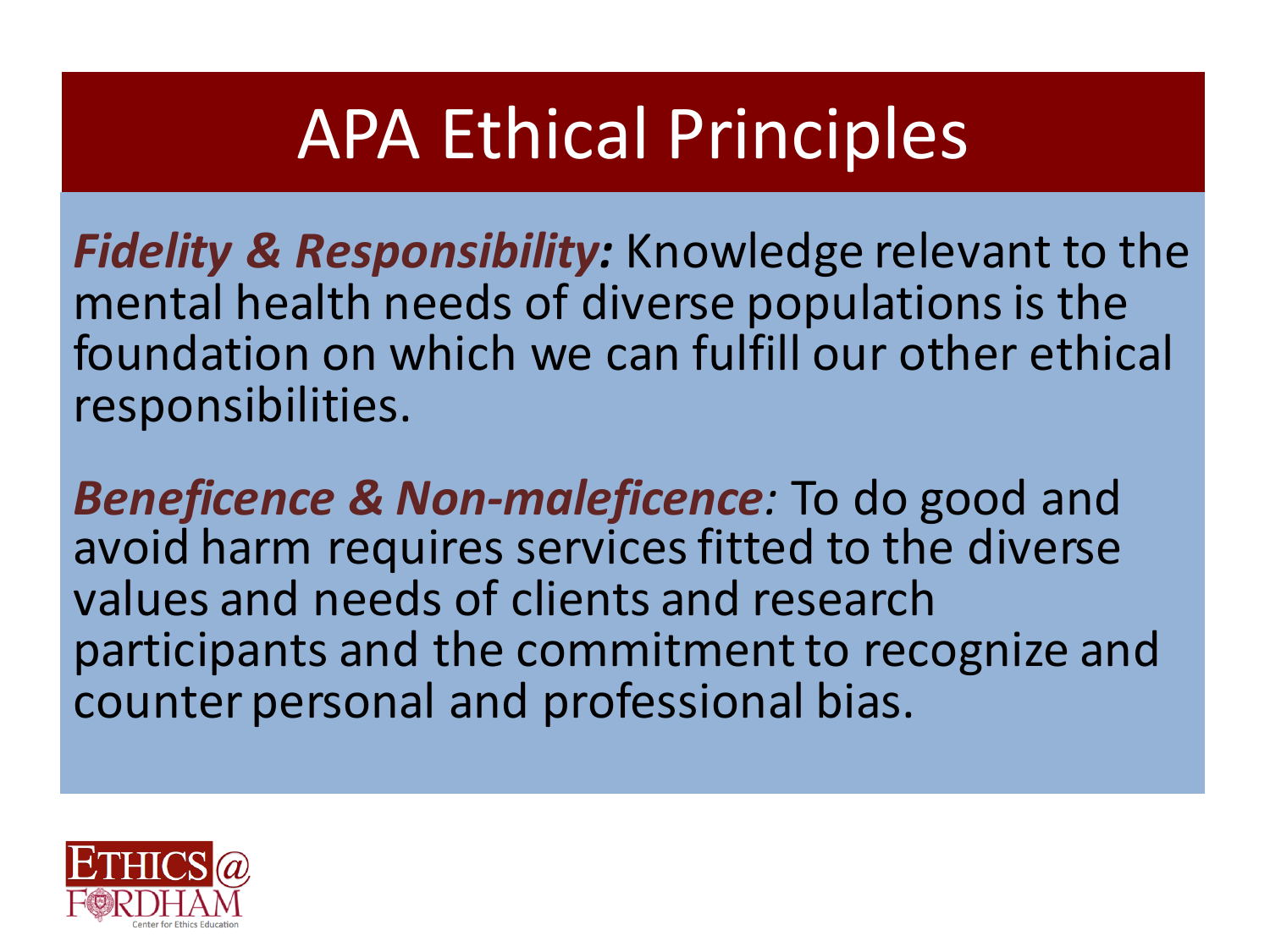# APA Ethical Principles

***Fidelity & Responsibility:*** Knowledge relevant to the mental health needs of diverse populations is the foundation on which we can fulfill our other ethical responsibilities.

***Beneficence & Non-maleficence:*** To do good and avoid harm requires services fitted to the diverse values and needs of clients and research participants and the commitment to recognize and counter personal and professional bias.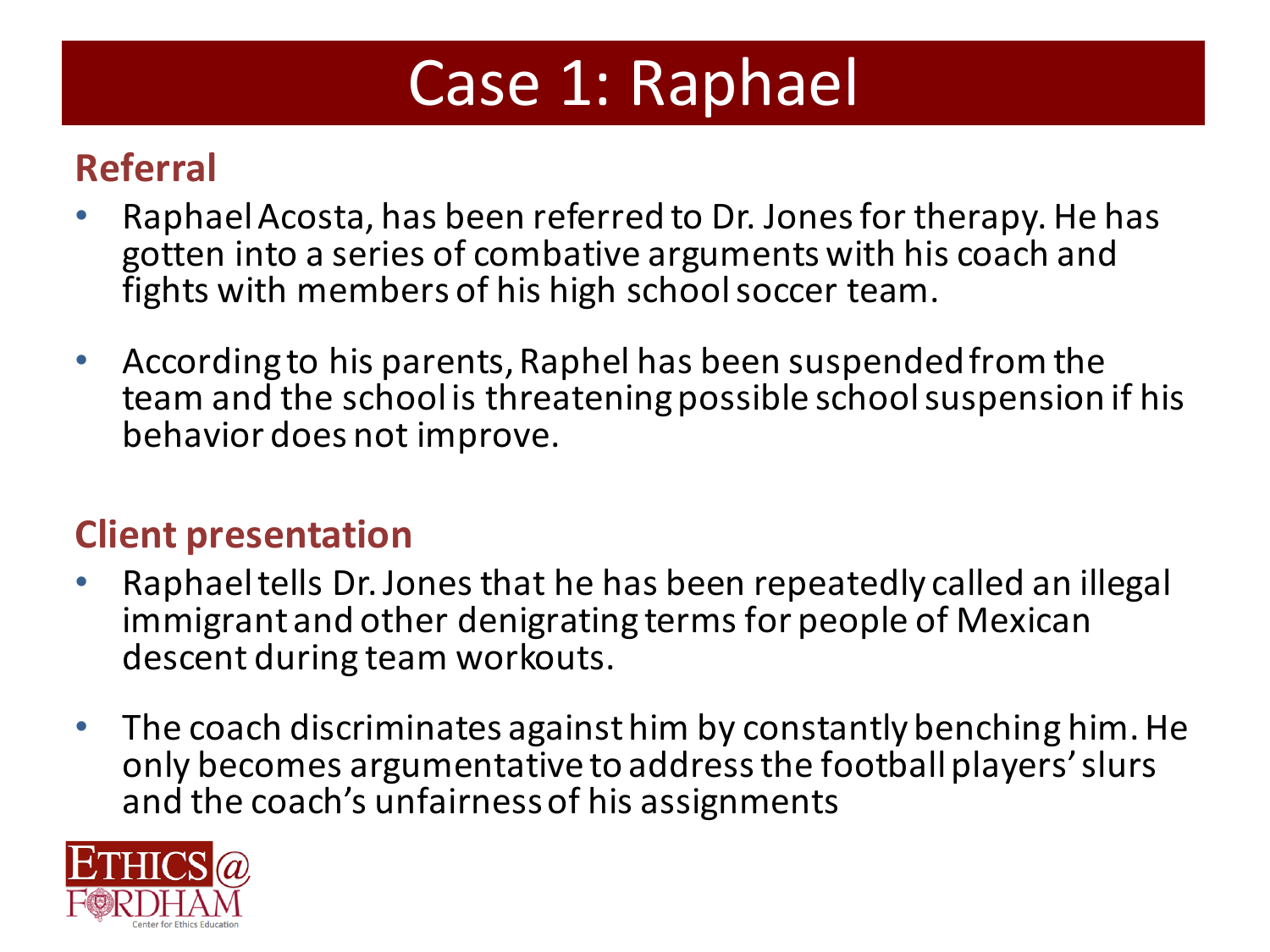# Case 1: Raphael

## Referral

- Raphael Acosta, has been referred to Dr. Jones for therapy. He has gotten into a series of combative arguments with his coach and fights with members of his high school soccer team.
- According to his parents, Raphel has been suspended from the team and the school is threatening possible school suspension if his behavior does not improve.

## Client presentation

- Raphael tells Dr. Jones that he has been repeatedly called an illegal immigrant and other denigrating terms for people of Mexican descent during team workouts.
- The coach discriminates against him by constantly benching him. He only becomes argumentative to address the football players' slurs and the coach's unfairness of his assignments

ETHICS@ FORDHAM
Center for Ethics Education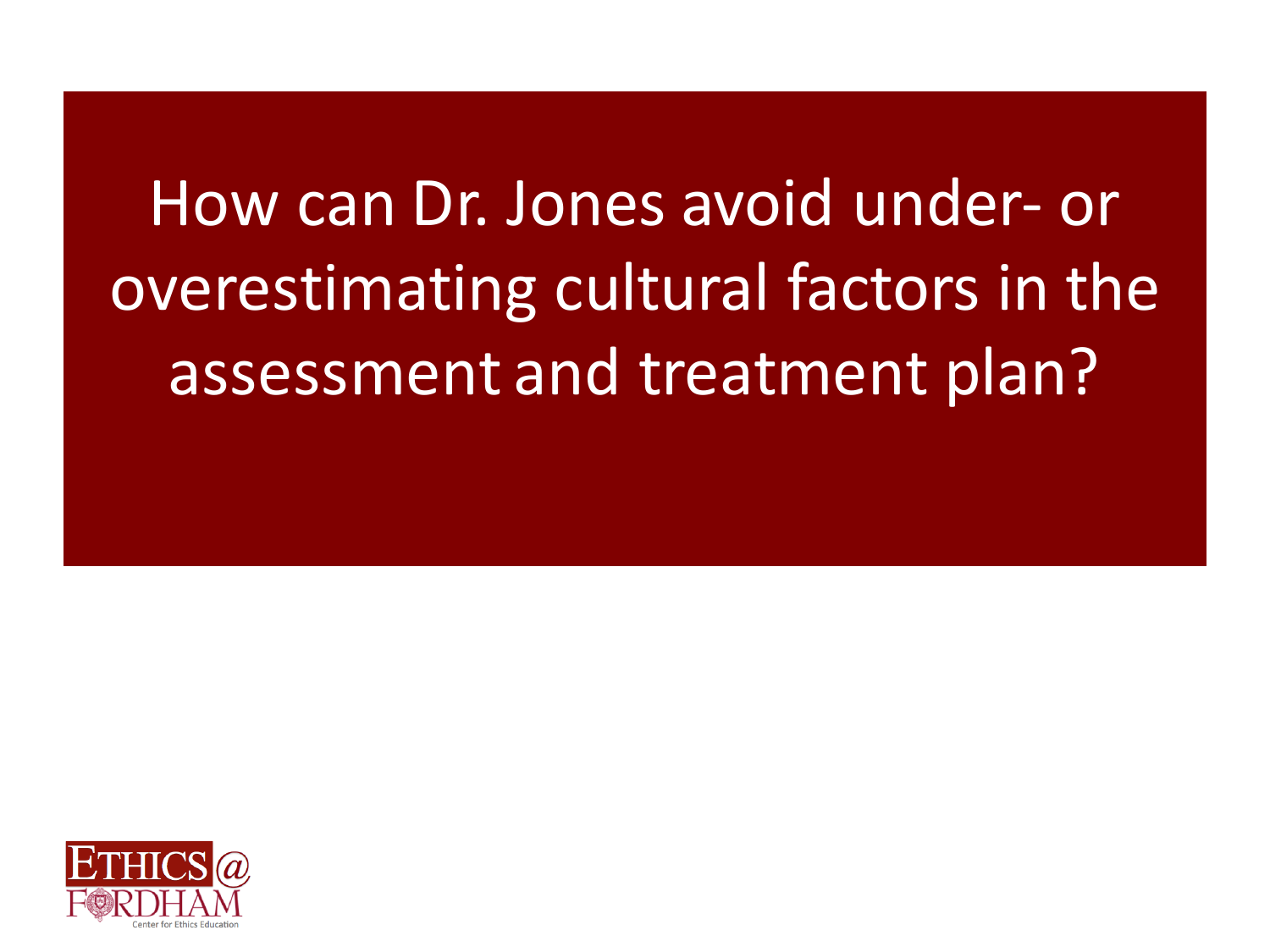# How can Dr. Jones avoid under- or overestimating cultural factors in the assessment and treatment plan?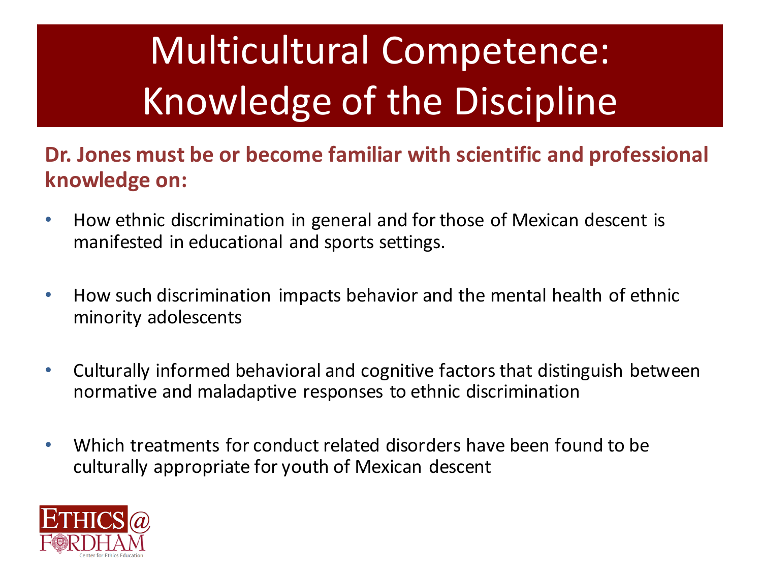# Multicultural Competence: Knowledge of the Discipline

**Dr. Jones must be or become familiar with scientific and professional knowledge on:**

- How ethnic discrimination in general and for those of Mexican descent is manifested in educational and sports settings.
- How such discrimination impacts behavior and the mental health of ethnic minority adolescents
- Culturally informed behavioral and cognitive factors that distinguish between normative and maladaptive responses to ethnic discrimination
- Which treatments for conduct related disorders have been found to be culturally appropriate for youth of Mexican descent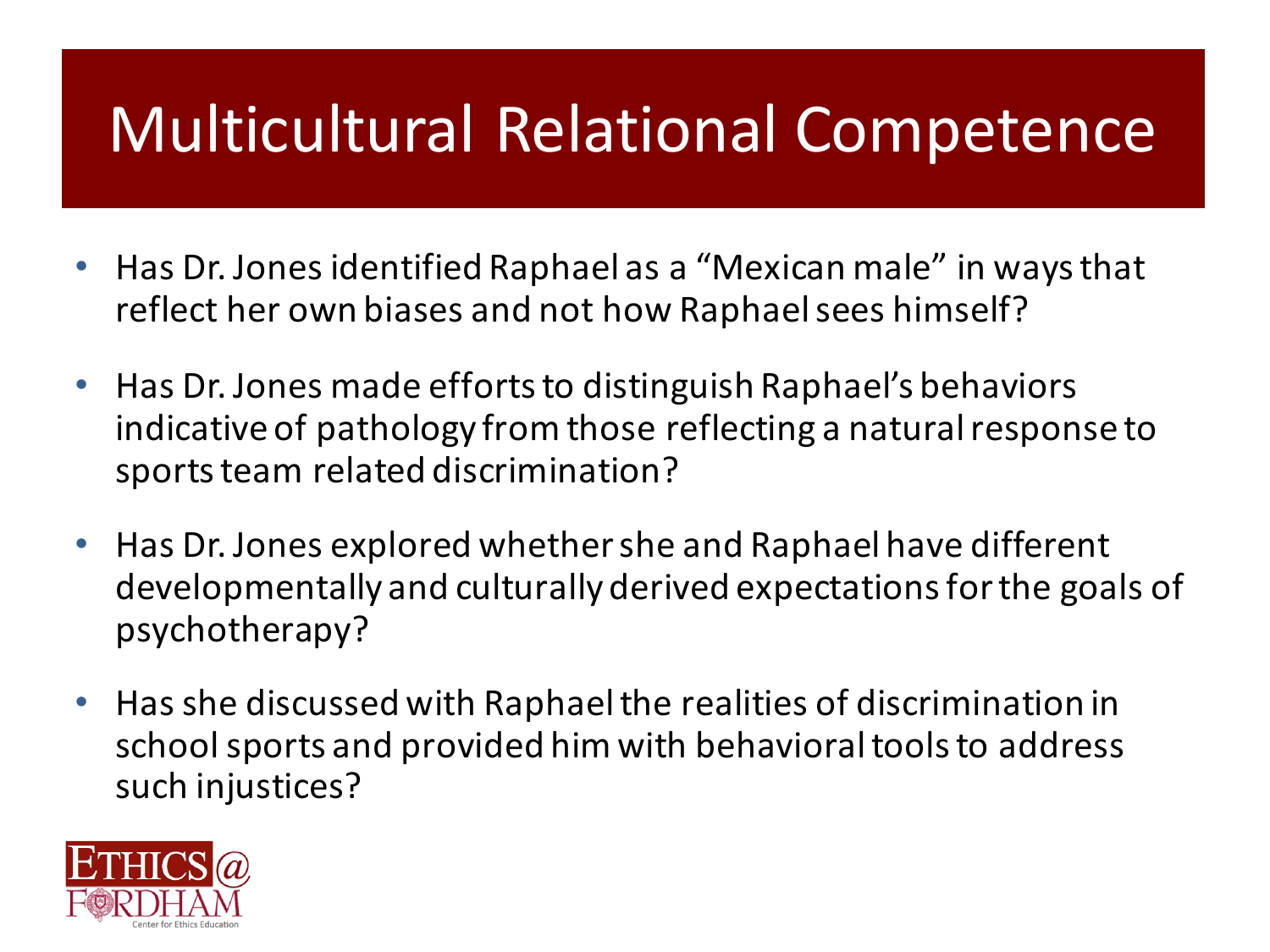# Multicultural Relational Competence

- Has Dr. Jones identified Raphael as a "Mexican male" in ways that reflect her own biases and not how Raphael sees himself?
- Has Dr. Jones made efforts to distinguish Raphael's behaviors indicative of pathology from those reflecting a natural response to sports team related discrimination?
- Has Dr. Jones explored whether she and Raphael have different developmentally and culturally derived expectations for the goals of psychotherapy?
- Has she discussed with Raphael the realities of discrimination in school sports and provided him with behavioral tools to address such injustices?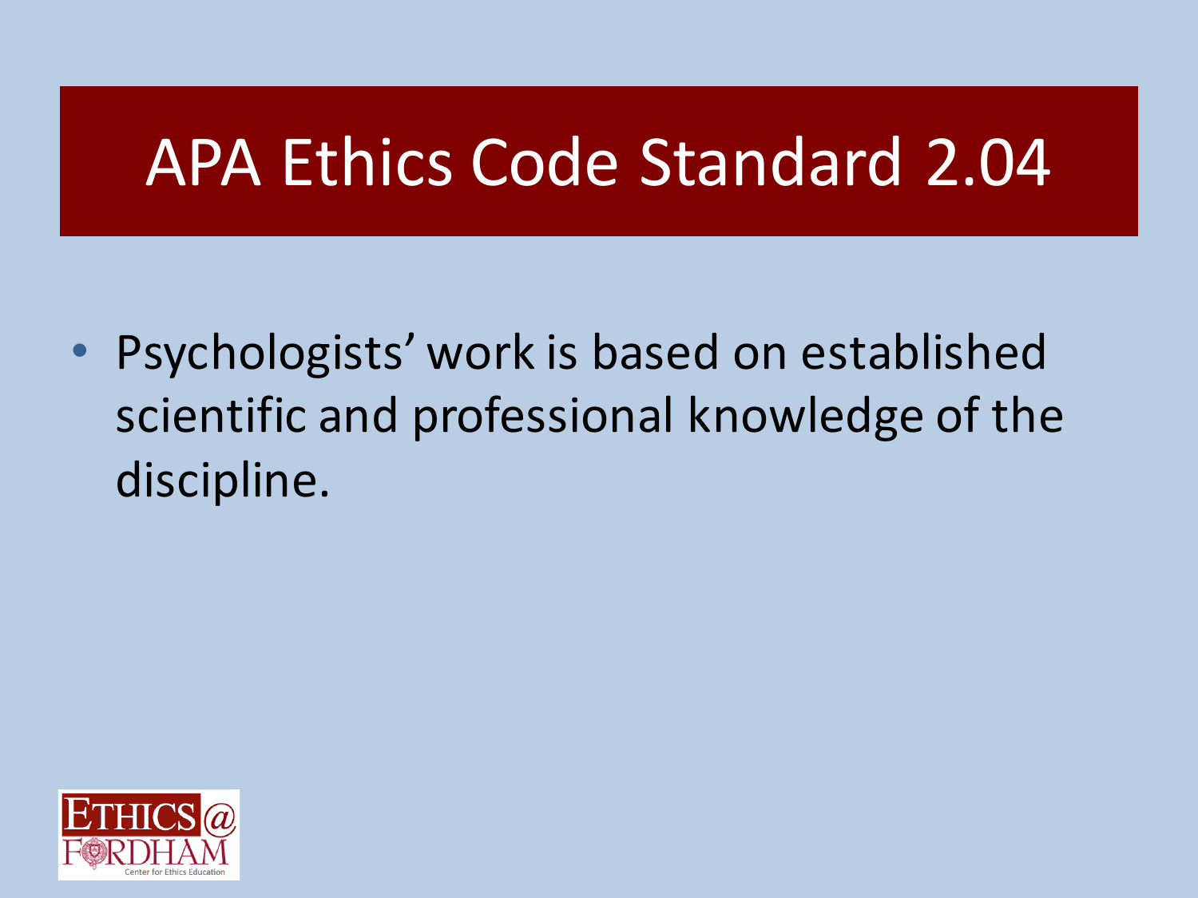# APA Ethics Code Standard 2.04

- Psychologists' work is based on established scientific and professional knowledge of the discipline.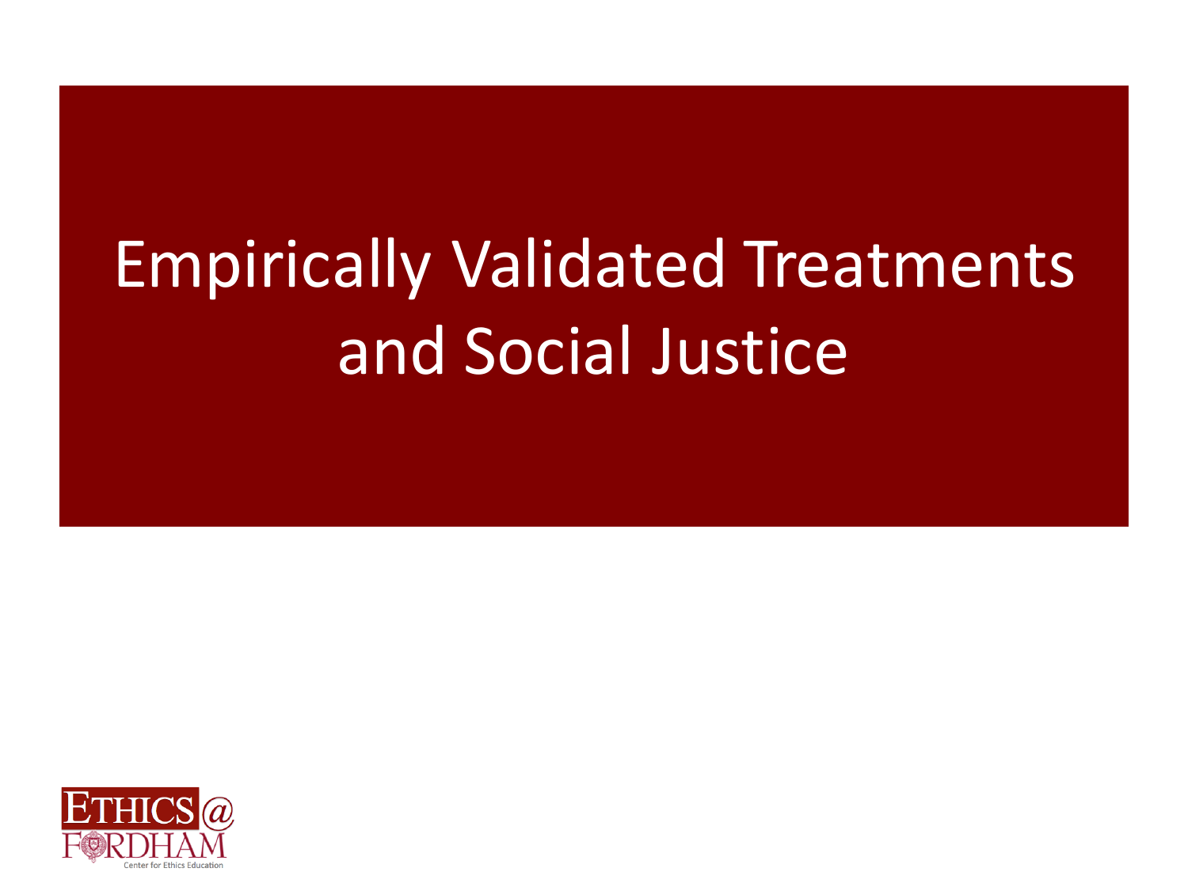# Empirically Validated Treatments and Social Justice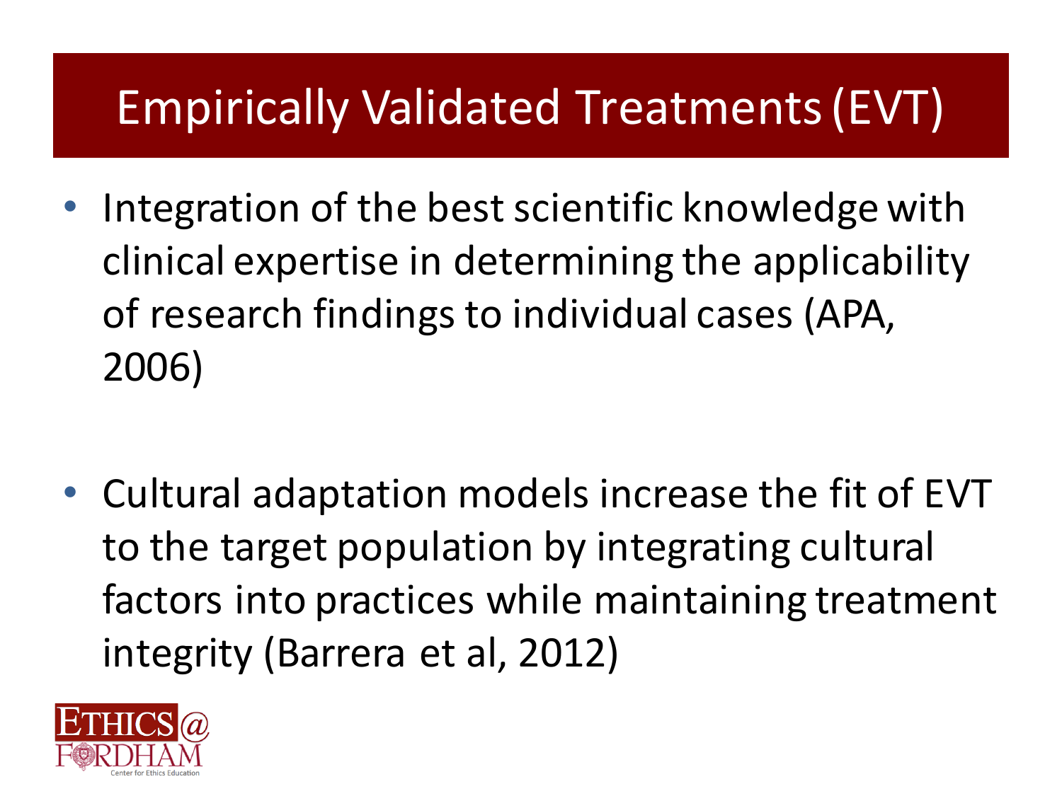# Empirically Validated Treatments (EVT)

- Integration of the best scientific knowledge with clinical expertise in determining the applicability of research findings to individual cases (APA, 2006)

- Cultural adaptation models increase the fit of EVT to the target population by integrating cultural factors into practices while maintaining treatment integrity (Barrera et al, 2012)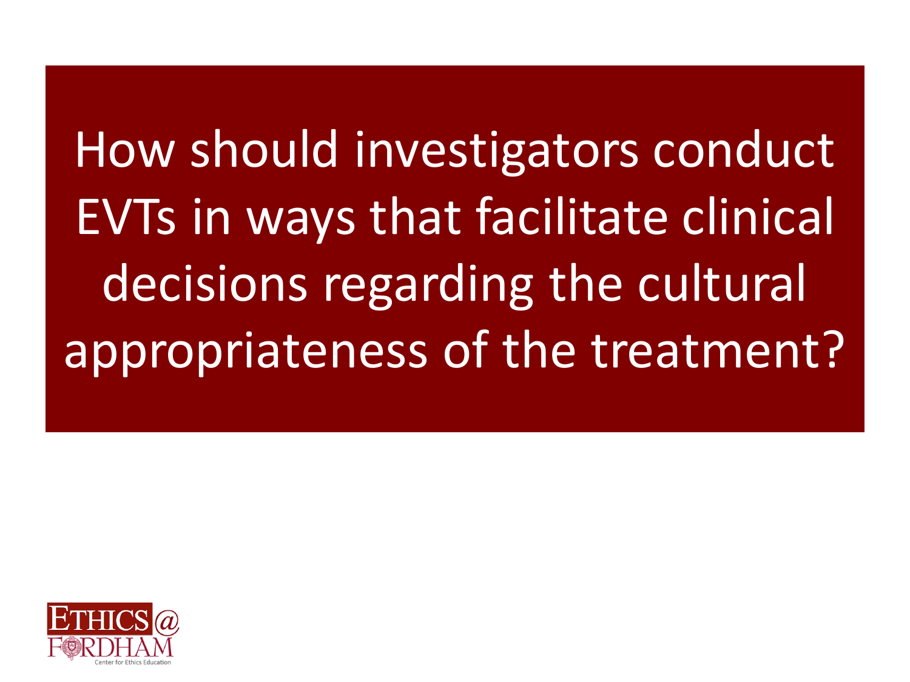# How should investigators conduct EVTs in ways that facilitate clinical decisions regarding the cultural appropriateness of the treatment?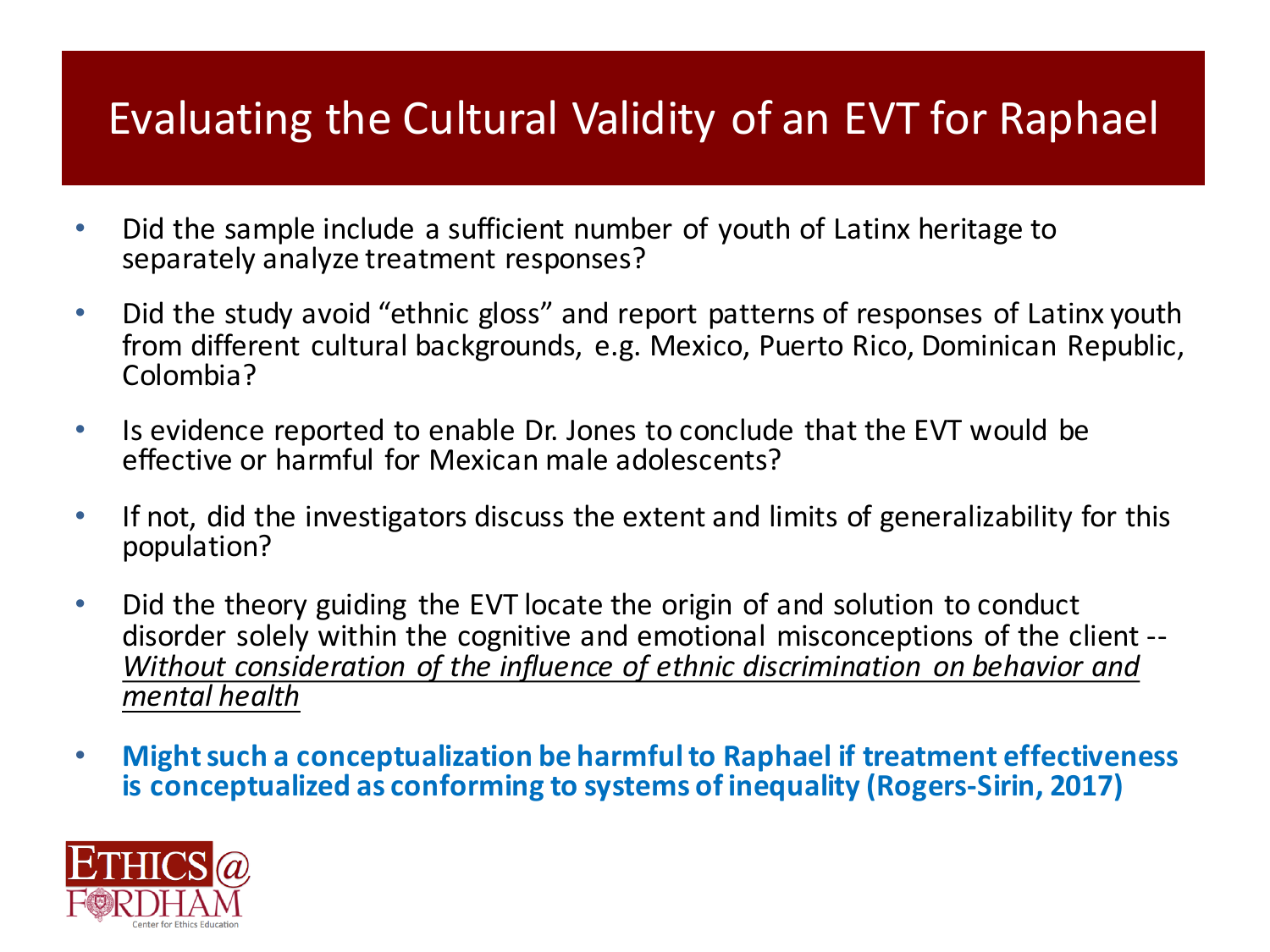# Evaluating the Cultural Validity of an EVT for Raphael

- Did the sample include a sufficient number of youth of Latinx heritage to separately analyze treatment responses?
- Did the study avoid "ethnic gloss" and report patterns of responses of Latinx youth from different cultural backgrounds, e.g. Mexico, Puerto Rico, Dominican Republic, Colombia?
- Is evidence reported to enable Dr. Jones to conclude that the EVT would be effective or harmful for Mexican male adolescents?
- If not, did the investigators discuss the extent and limits of generalizability for this population?
- Did the theory guiding the EVT locate the origin of and solution to conduct disorder solely within the cognitive and emotional misconceptions of the client -- *<u>Without consideration of the influence of ethnic discrimination on behavior and mental health</u>*
- **Might such a conceptualization be harmful to Raphael if treatment effectiveness is conceptualized as conforming to systems of inequality (Rogers-Sirin, 2017)**

ETHICS@FORDHAM
Center for Ethics Education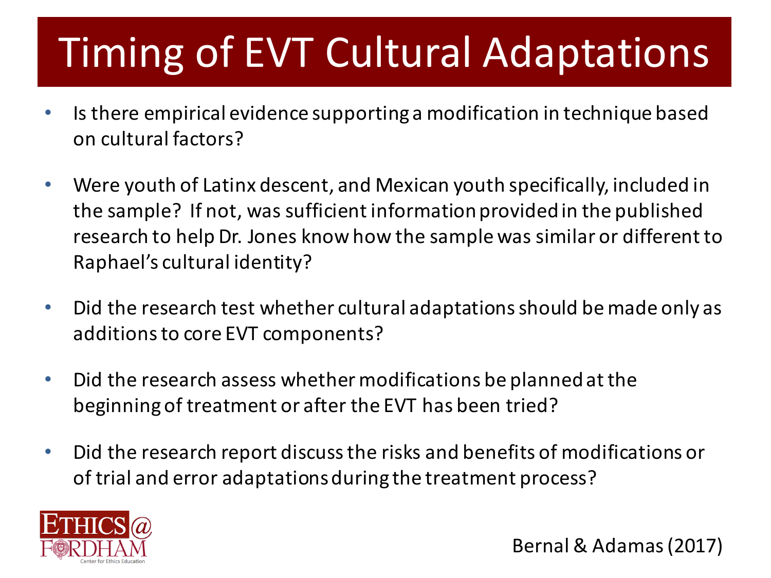# Timing of EVT Cultural Adaptations

- Is there empirical evidence supporting a modification in technique based on cultural factors?
- Were youth of Latinx descent, and Mexican youth specifically, included in the sample? If not, was sufficient information provided in the published research to help Dr. Jones know how the sample was similar or different to Raphael's cultural identity?
- Did the research test whether cultural adaptations should be made only as additions to core EVT components?
- Did the research assess whether modifications be planned at the beginning of treatment or after the EVT has been tried?
- Did the research report discuss the risks and benefits of modifications or of trial and error adaptations during the treatment process?

ETHICS@FORDHAM
Center for Ethics Education

Bernal & Adamas (2017)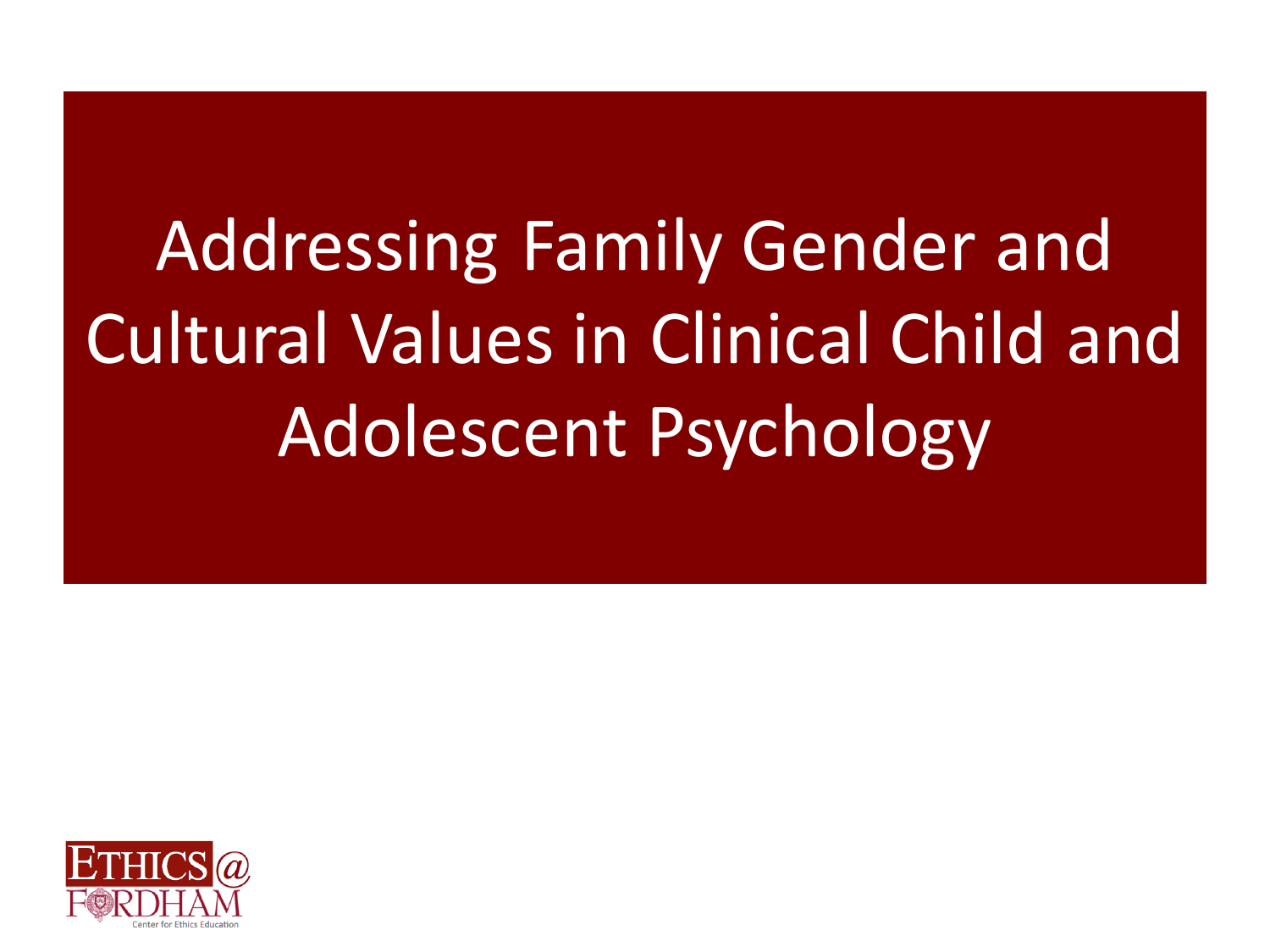# Addressing Family Gender and Cultural Values in Clinical Child and Adolescent Psychology

ETHICS @ FORDHAM

Center for Ethics Education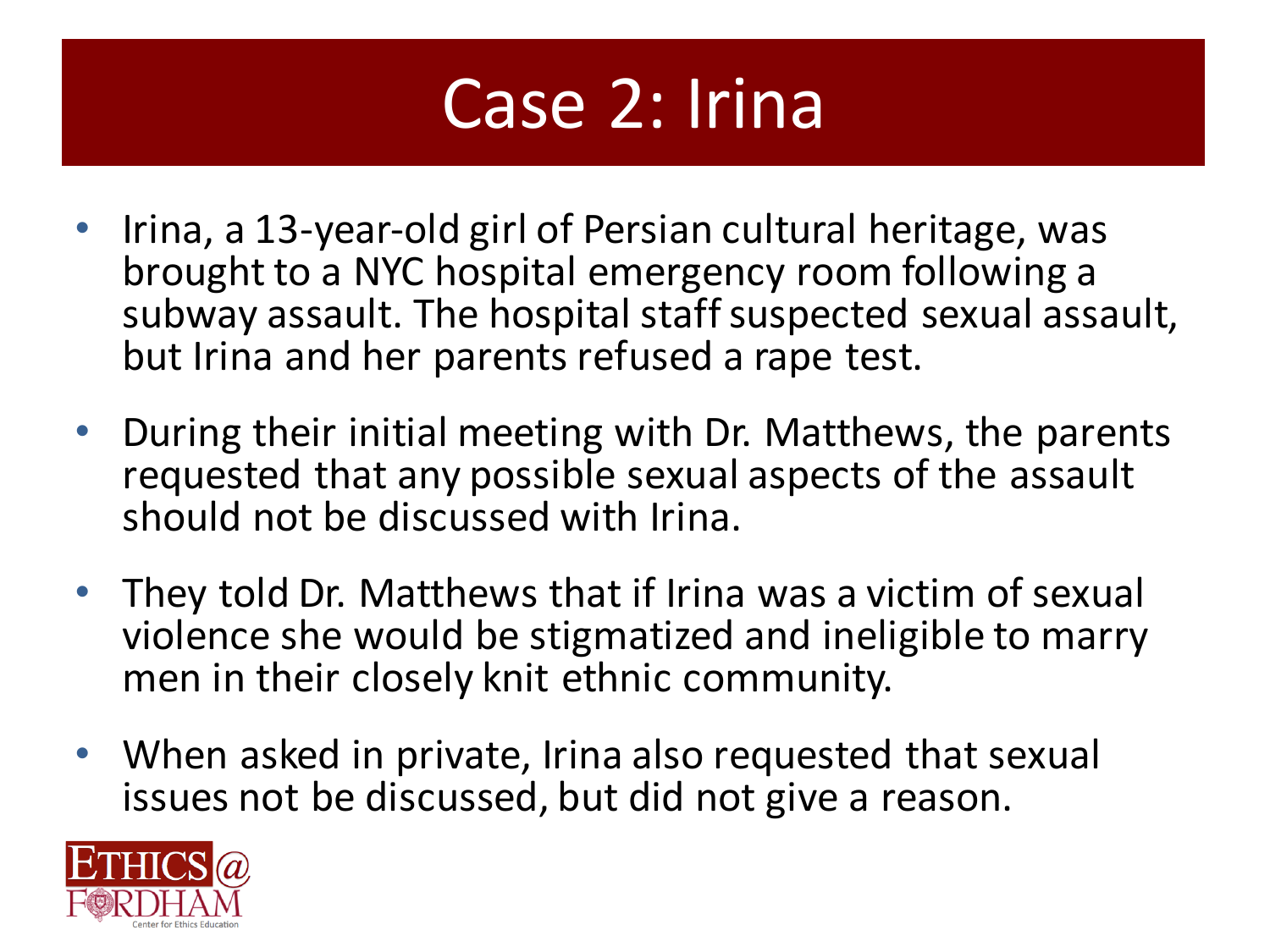# Case 2: Irina

- Irina, a 13-year-old girl of Persian cultural heritage, was brought to a NYC hospital emergency room following a subway assault. The hospital staff suspected sexual assault, but Irina and her parents refused a rape test.
- During their initial meeting with Dr. Matthews, the parents requested that any possible sexual aspects of the assault should not be discussed with Irina.
- They told Dr. Matthews that if Irina was a victim of sexual violence she would be stigmatized and ineligible to marry men in their closely knit ethnic community.
- When asked in private, Irina also requested that sexual issues not be discussed, but did not give a reason.

ETHICS@FORDHAM
Center for Ethics Education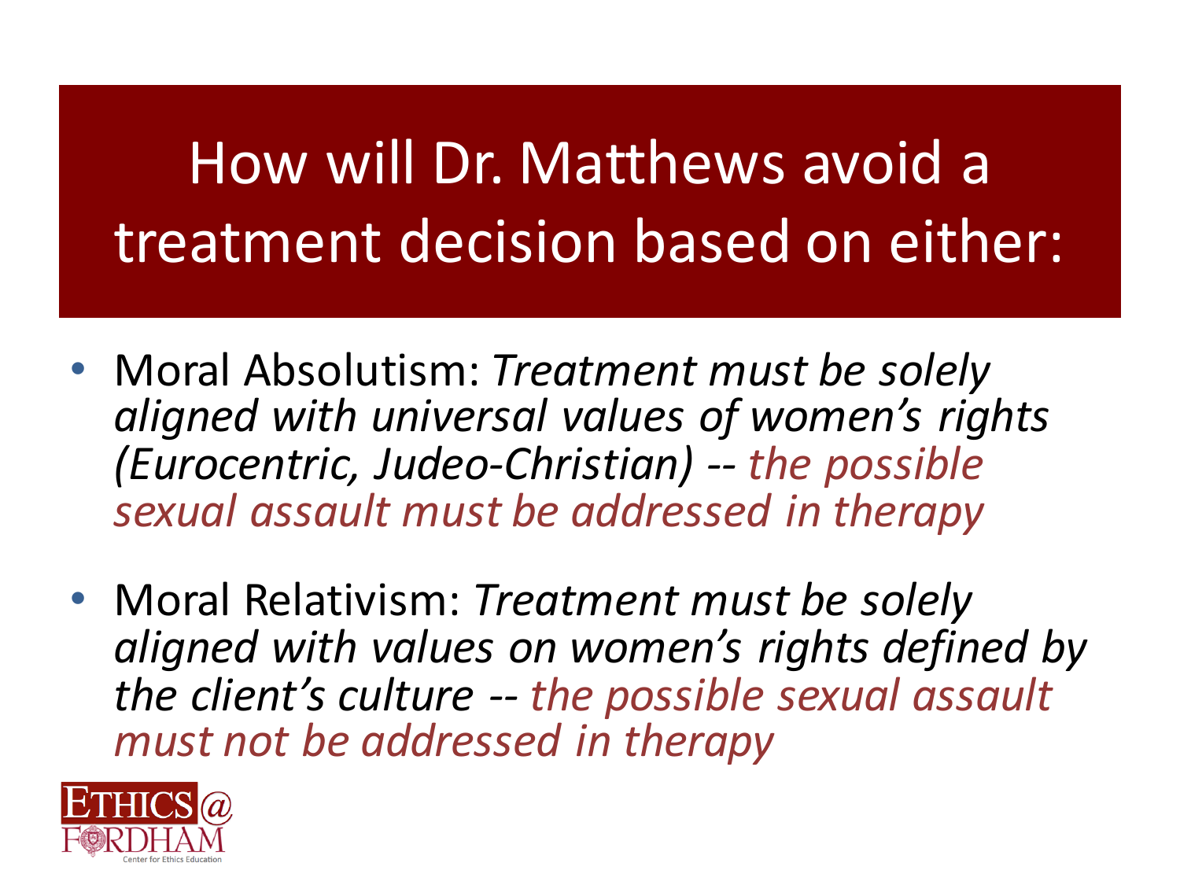# How will Dr. Matthews avoid a treatment decision based on either:

- Moral Absolutism: *Treatment must be solely aligned with universal values of women's rights (Eurocentric, Judeo-Christian) -- the possible sexual assault must be addressed in therapy*
- Moral Relativism: *Treatment must be solely aligned with values on women's rights defined by the client's culture -- the possible sexual assault must not be addressed in therapy*

ETHICS@ FORDHAM
Center for Ethics Education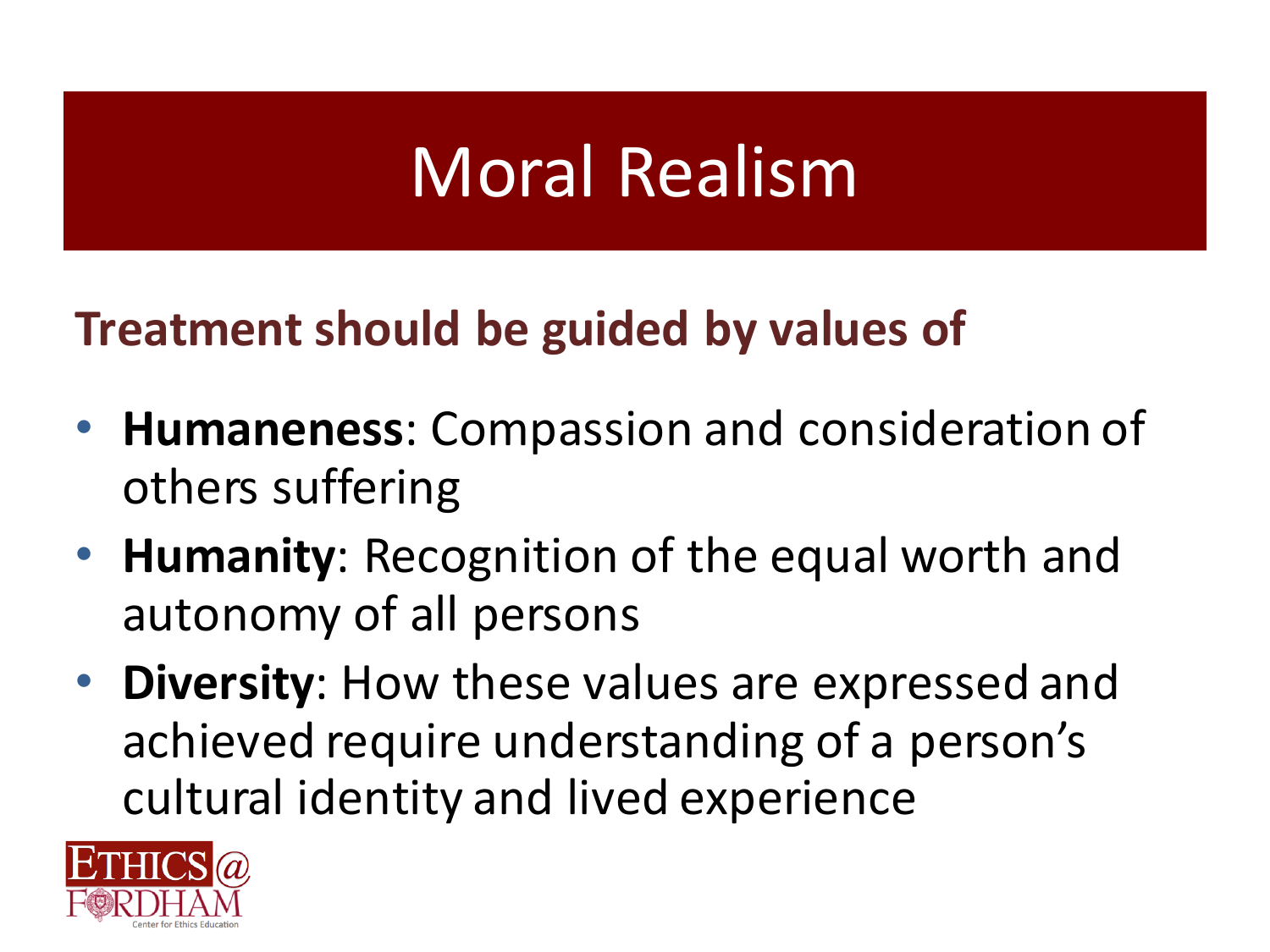# Moral Realism

**Treatment should be guided by values of**

- **Humaneness**: Compassion and consideration of others suffering
- **Humanity**: Recognition of the equal worth and autonomy of all persons
- **Diversity**: How these values are expressed and achieved require understanding of a person's cultural identity and lived experience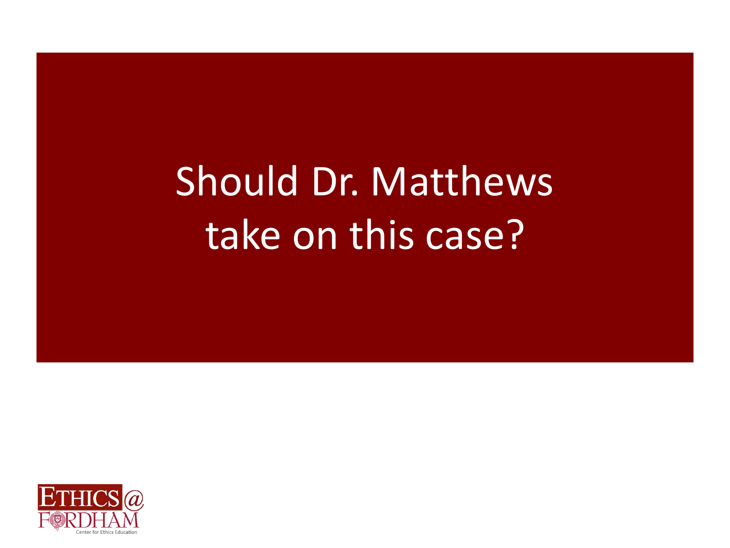# Should Dr. Matthews take on this case?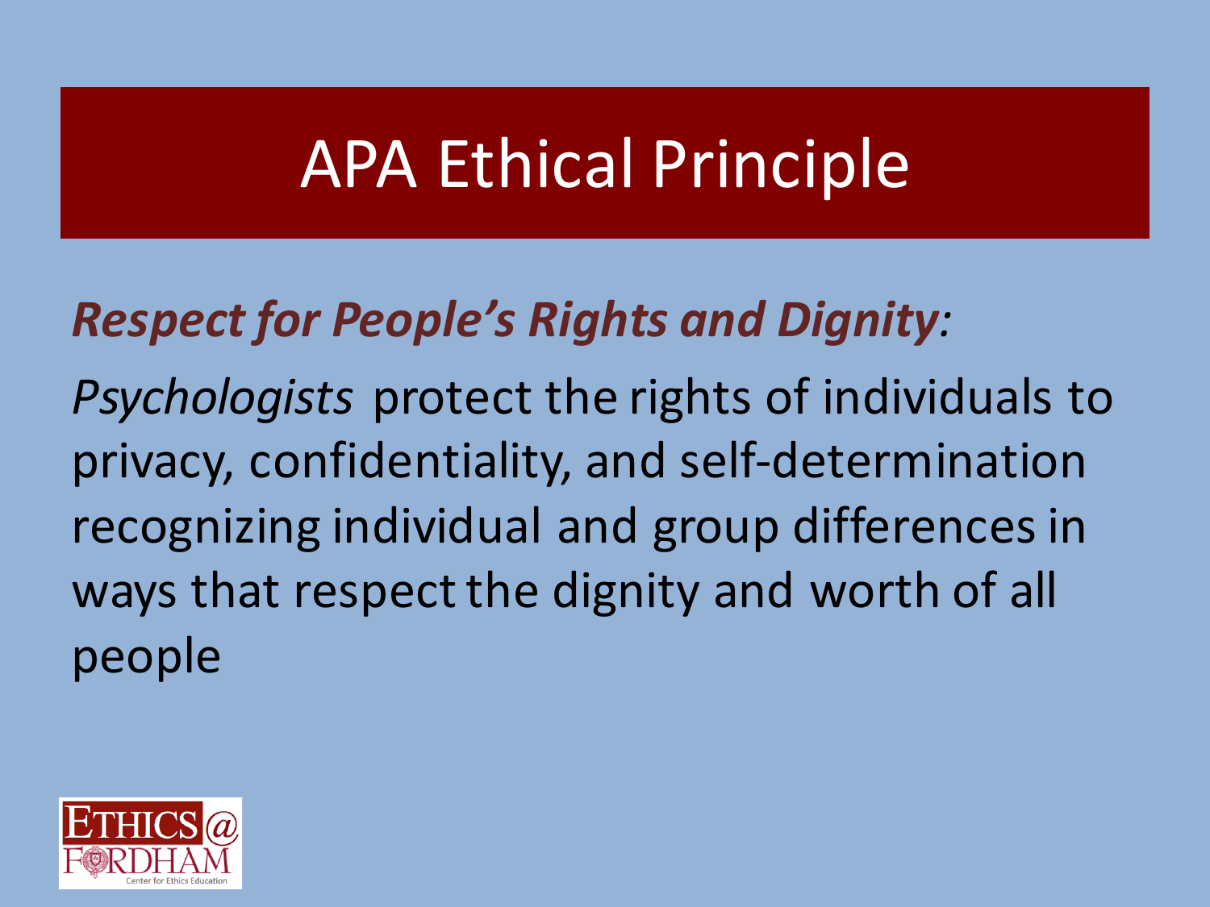# APA Ethical Principle

***Respect for People's Rights and Dignity:***

*Psychologists* protect the rights of individuals to privacy, confidentiality, and self-determination recognizing individual and group differences in ways that respect the dignity and worth of all people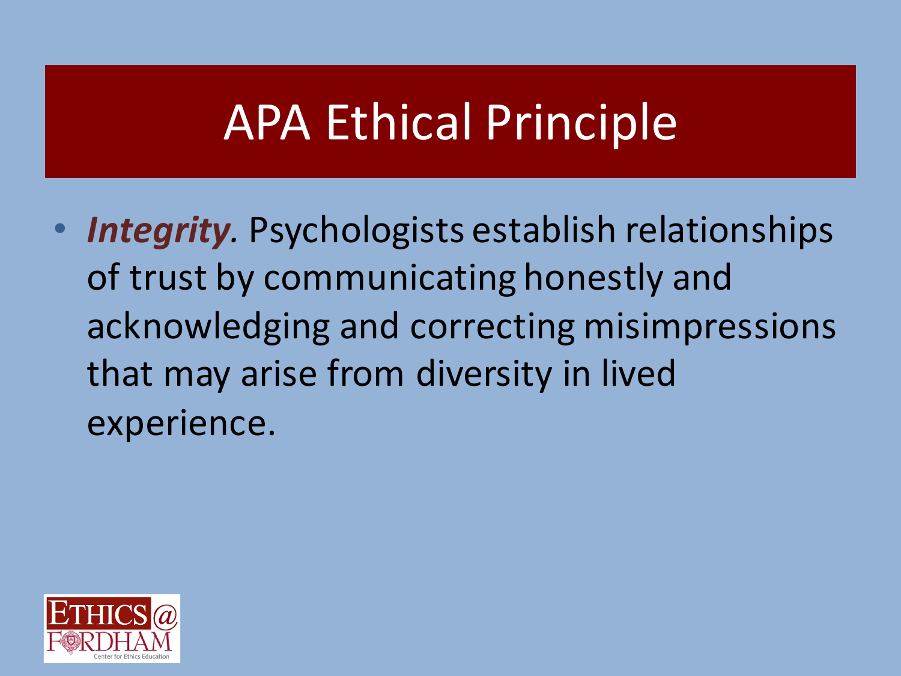# APA Ethical Principle

- ***Integrity.*** Psychologists establish relationships of trust by communicating honestly and acknowledging and correcting misimpressions that may arise from diversity in lived experience.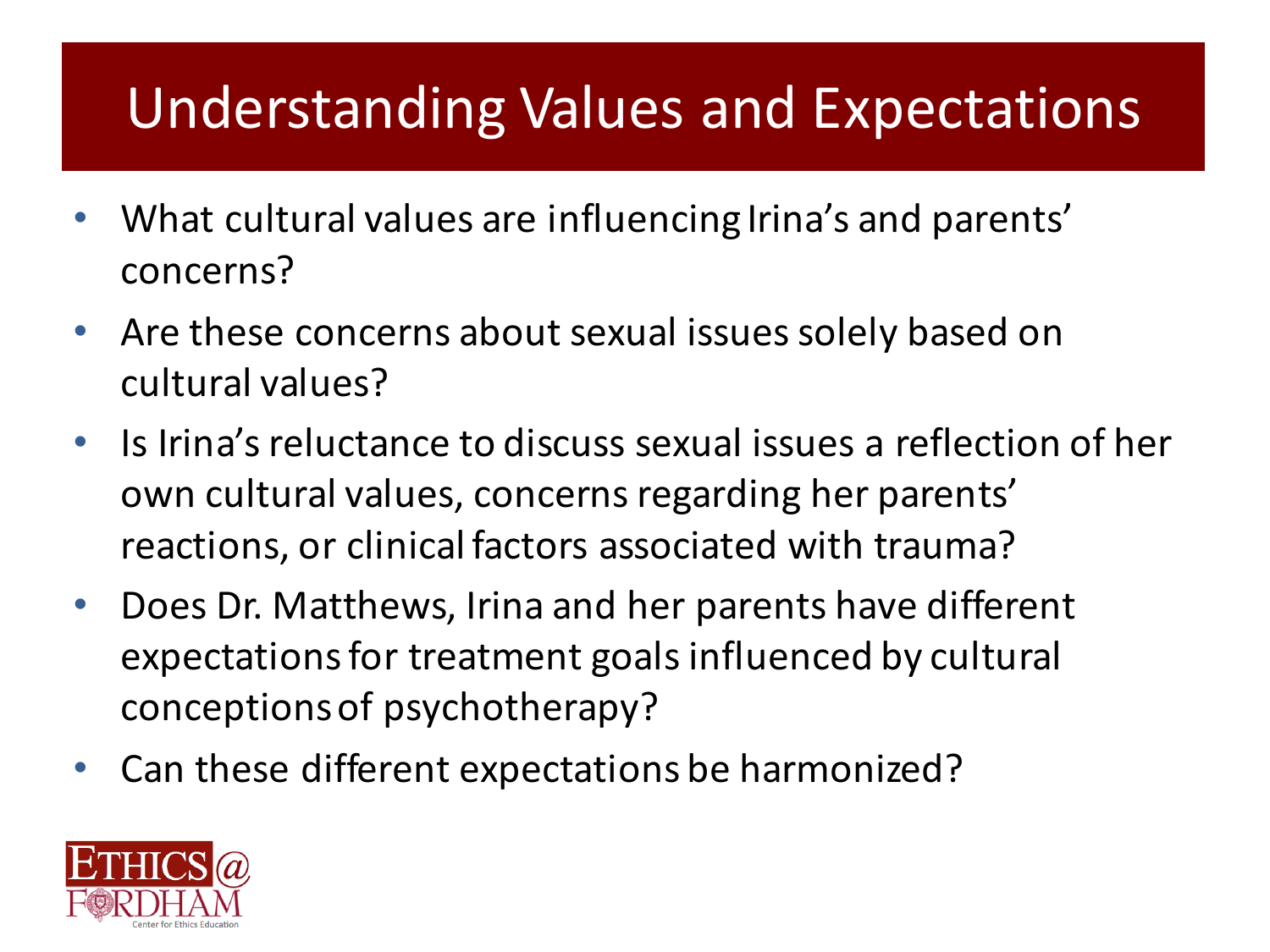# Understanding Values and Expectations

- What cultural values are influencing Irina's and parents' concerns?
- Are these concerns about sexual issues solely based on cultural values?
- Is Irina's reluctance to discuss sexual issues a reflection of her own cultural values, concerns regarding her parents' reactions, or clinical factors associated with trauma?
- Does Dr. Matthews, Irina and her parents have different expectations for treatment goals influenced by cultural conceptions of psychotherapy?
- Can these different expectations be harmonized?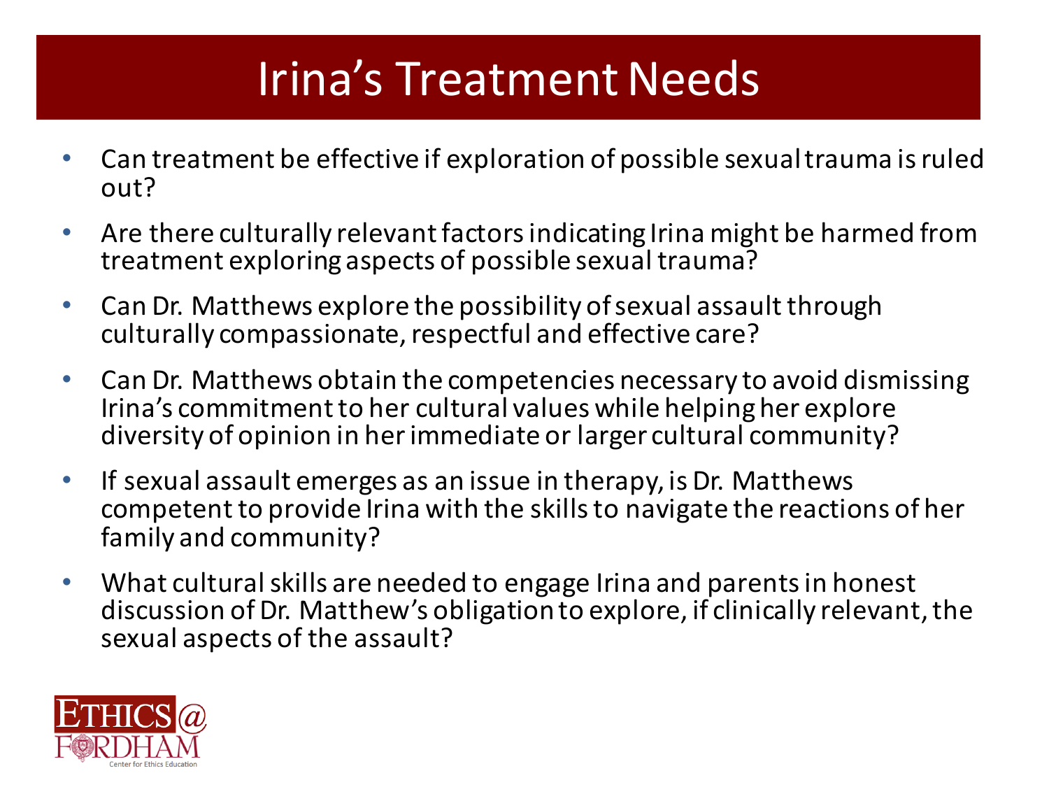# Irina's Treatment Needs

- Can treatment be effective if exploration of possible sexual trauma is ruled out?
- Are there culturally relevant factors indicating Irina might be harmed from treatment exploring aspects of possible sexual trauma?
- Can Dr. Matthews explore the possibility of sexual assault through culturally compassionate, respectful and effective care?
- Can Dr. Matthews obtain the competencies necessary to avoid dismissing Irina's commitment to her cultural values while helping her explore diversity of opinion in her immediate or larger cultural community?
- If sexual assault emerges as an issue in therapy, is Dr. Matthews competent to provide Irina with the skills to navigate the reactions of her family and community?
- What cultural skills are needed to engage Irina and parents in honest discussion of Dr. Matthew's obligation to explore, if clinically relevant, the sexual aspects of the assault?

ETHICS@FORDHAM
Center for Ethics Education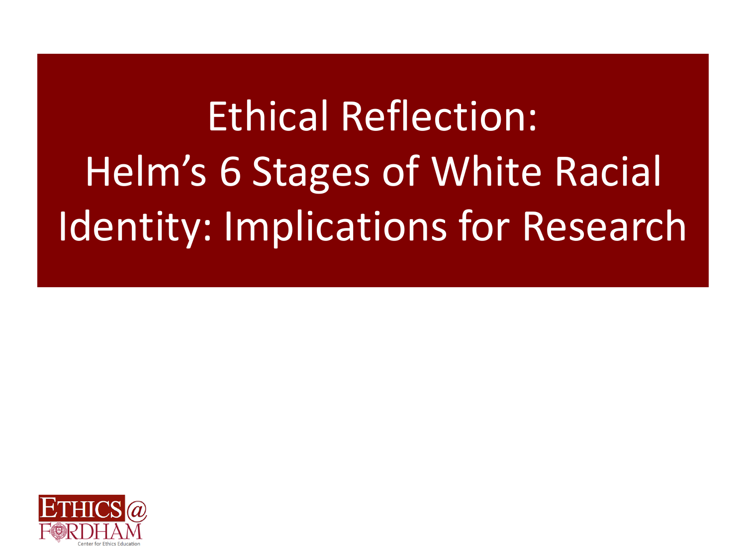# Ethical Reflection: Helm's 6 Stages of White Racial Identity: Implications for Research

ETHICS @ FORDHAM
Center for Ethics Education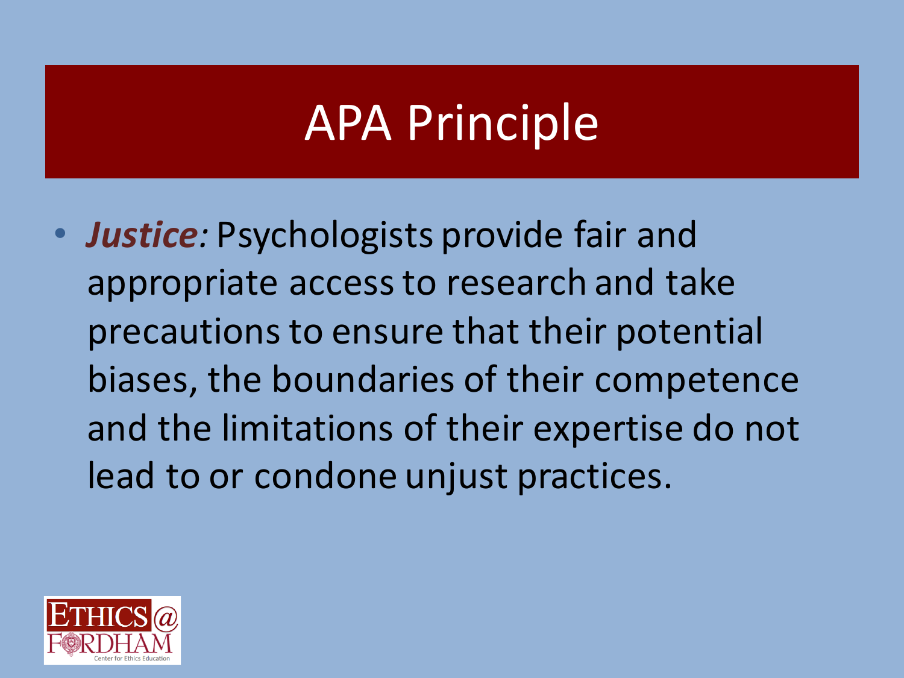# APA Principle

- ***Justice:*** Psychologists provide fair and appropriate access to research and take precautions to ensure that their potential biases, the boundaries of their competence and the limitations of their expertise do not lead to or condone unjust practices.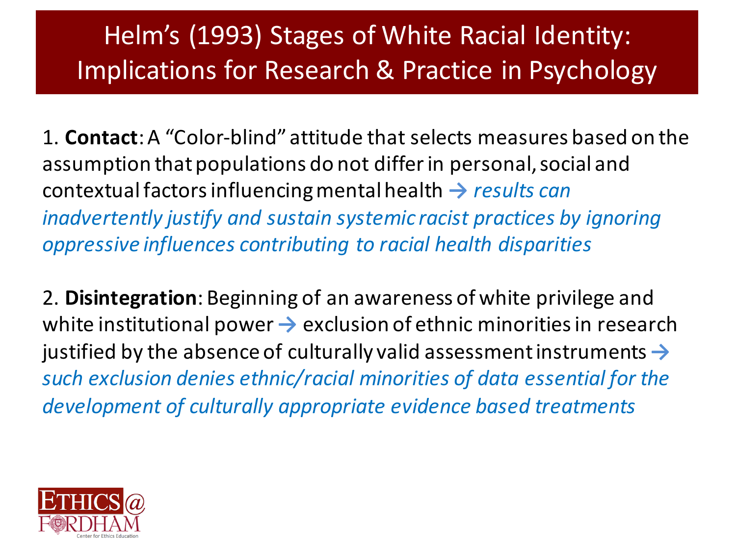# Helm's (1993) Stages of White Racial Identity: Implications for Research & Practice in Psychology

1. **Contact**: A "Color-blind" attitude that selects measures based on the assumption that populations do not differ in personal, social and contextual factors influencing mental health → *results can inadvertently justify and sustain systemic racist practices by ignoring oppressive influences contributing to racial health disparities*

2. **Disintegration**: Beginning of an awareness of white privilege and white institutional power → exclusion of ethnic minorities in research justified by the absence of culturally valid assessment instruments → *such exclusion denies ethnic/racial minorities of data essential for the development of culturally appropriate evidence based treatments*

ETHICS@FORDHAM
Center for Ethics Education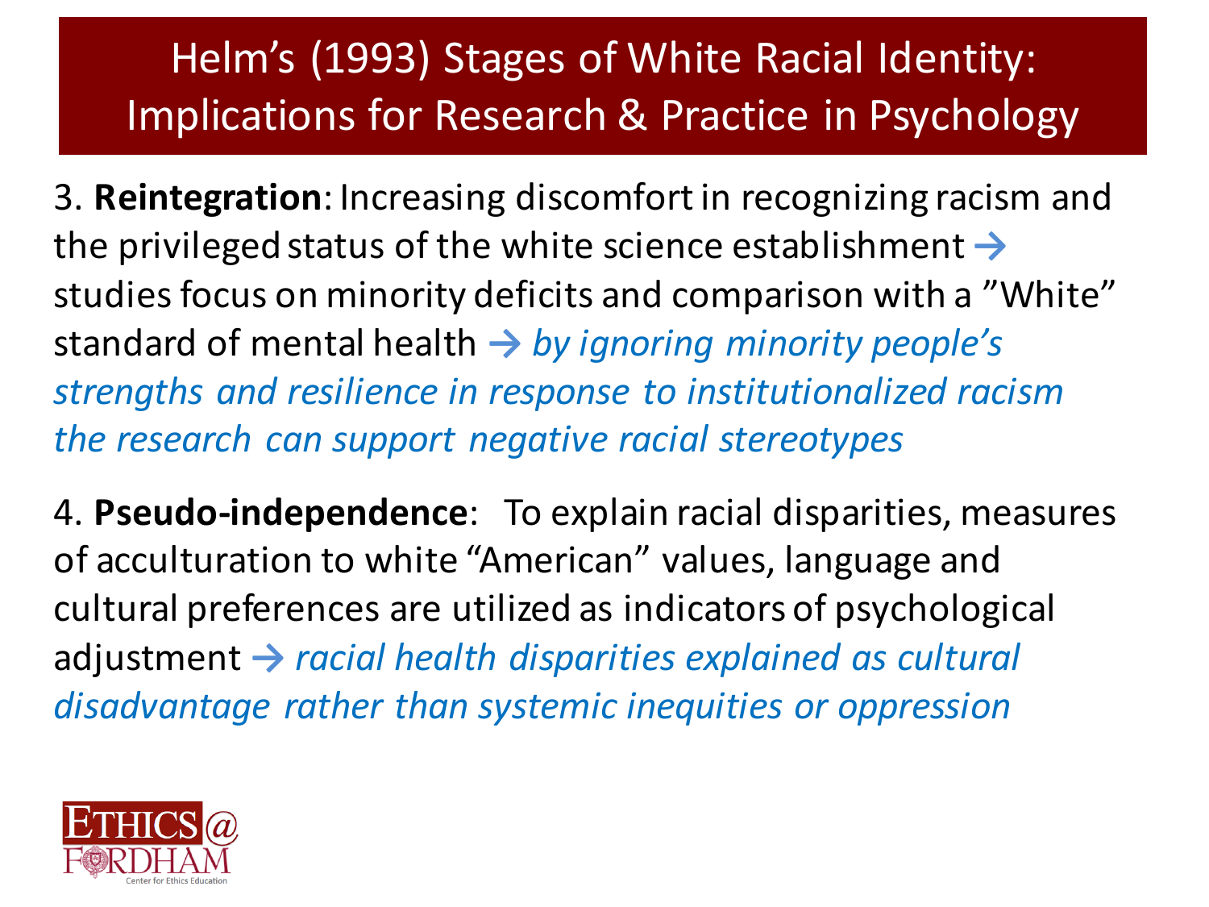# Helm's (1993) Stages of White Racial Identity: Implications for Research & Practice in Psychology

3. **Reintegration**: Increasing discomfort in recognizing racism and the privileged status of the white science establishment → studies focus on minority deficits and comparison with a "White" standard of mental health → *by ignoring minority people's strengths and resilience in response to institutionalized racism the research can support negative racial stereotypes*

4. **Pseudo-independence**: To explain racial disparities, measures of acculturation to white "American" values, language and cultural preferences are utilized as indicators of psychological adjustment → *racial health disparities explained as cultural disadvantage rather than systemic inequities or oppression*

ETHICS@FORDHAM
Center for Ethics Education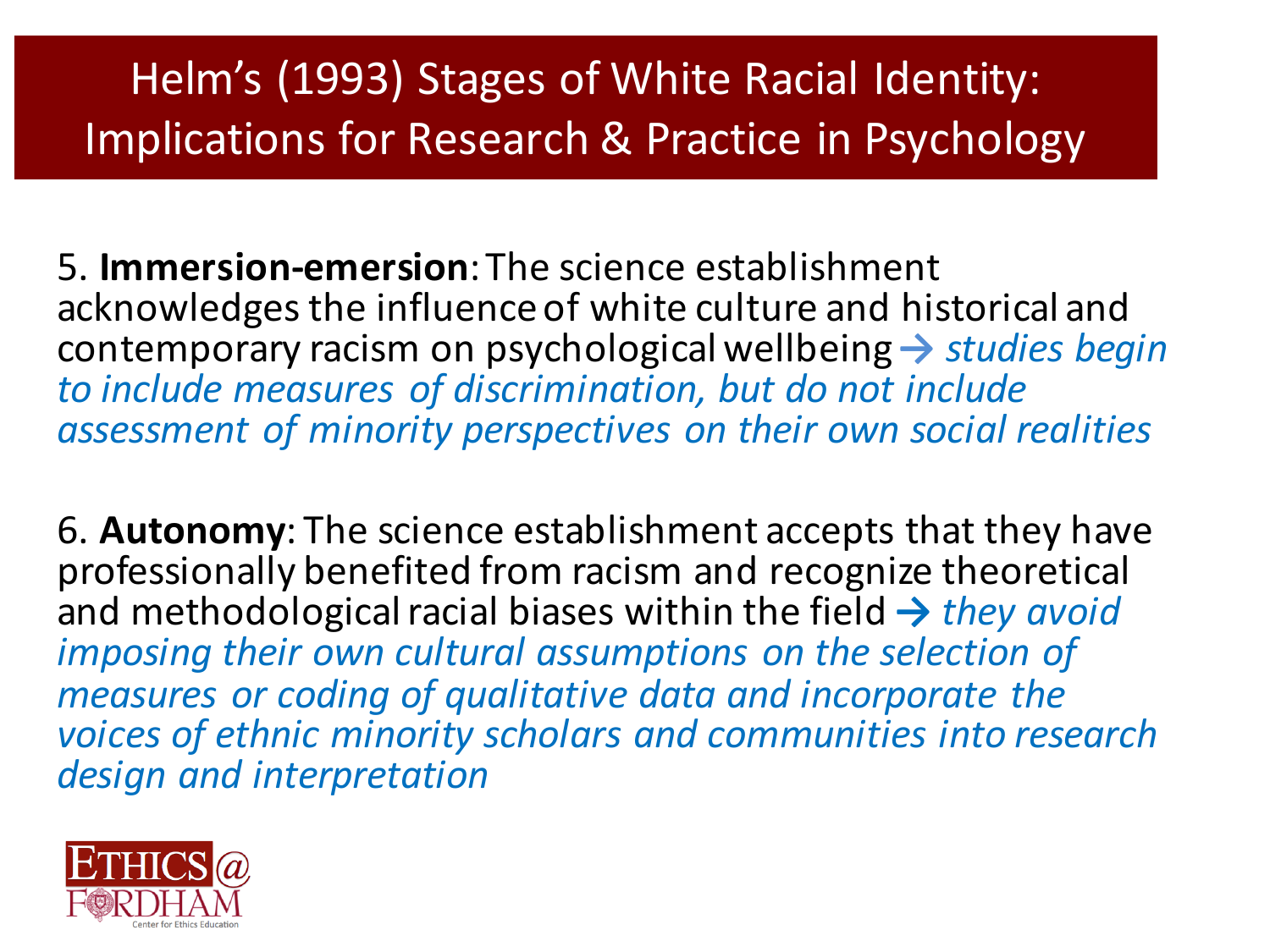# Helm's (1993) Stages of White Racial Identity: Implications for Research & Practice in Psychology

5. **Immersion-emersion**: The science establishment acknowledges the influence of white culture and historical and contemporary racism on psychological wellbeing → *studies begin to include measures of discrimination, but do not include assessment of minority perspectives on their own social realities*

6. **Autonomy**: The science establishment accepts that they have professionally benefited from racism and recognize theoretical and methodological racial biases within the field → *they avoid imposing their own cultural assumptions on the selection of measures or coding of qualitative data and incorporate the voices of ethnic minority scholars and communities into research design and interpretation*

ETHICS@FORDHAM
Center for Ethics Education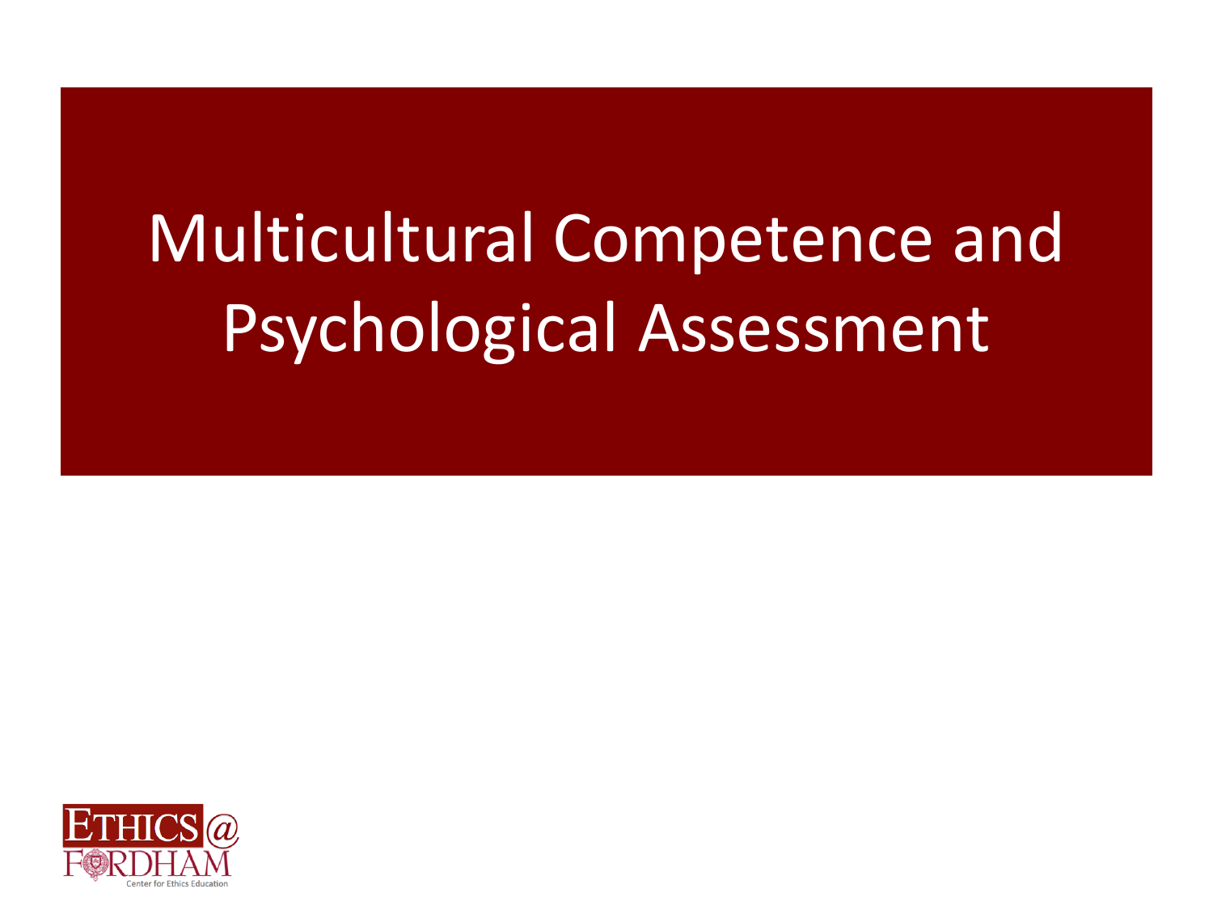# Multicultural Competence and Psychological Assessment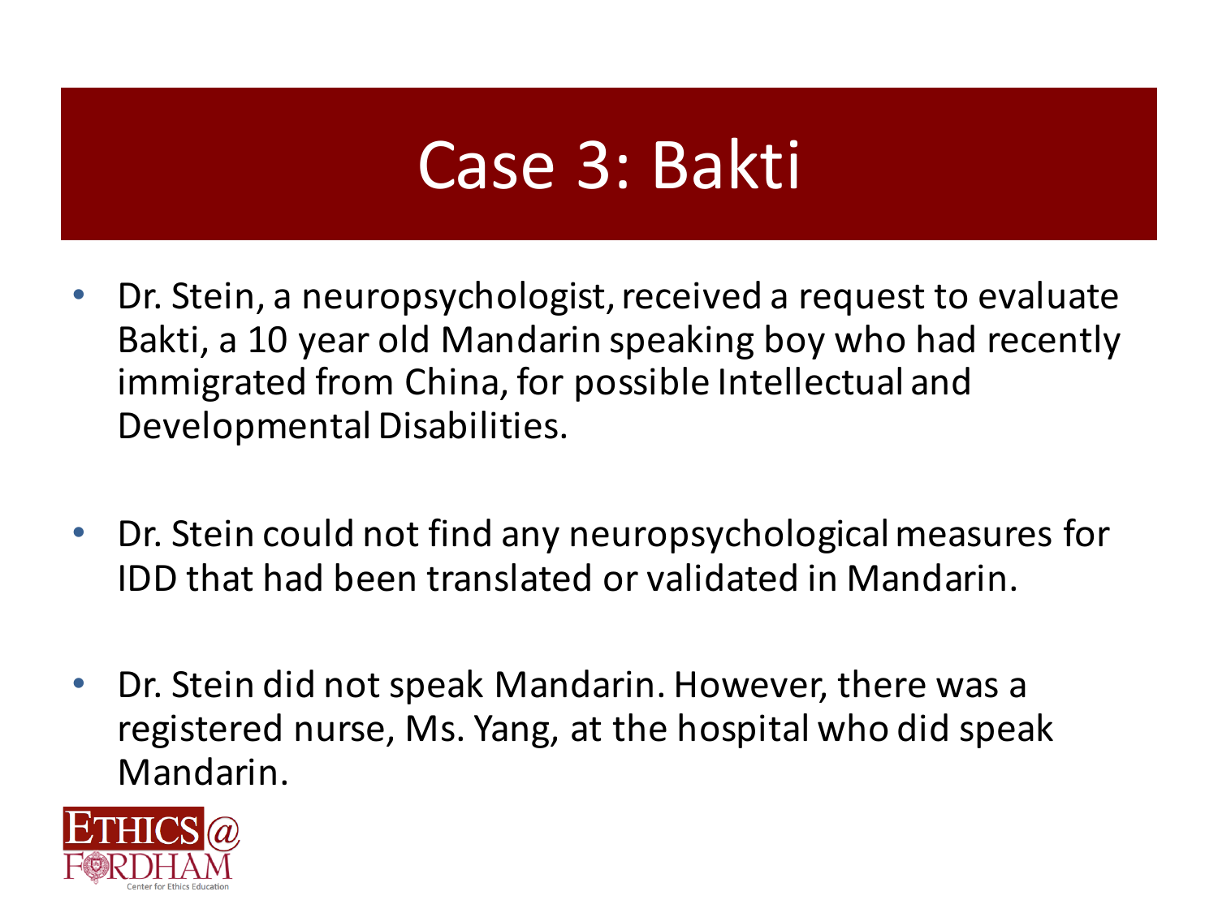# Case 3: Bakti

- Dr. Stein, a neuropsychologist, received a request to evaluate Bakti, a 10 year old Mandarin speaking boy who had recently immigrated from China, for possible Intellectual and Developmental Disabilities.
- Dr. Stein could not find any neuropsychological measures for IDD that had been translated or validated in Mandarin.
- Dr. Stein did not speak Mandarin. However, there was a registered nurse, Ms. Yang, at the hospital who did speak Mandarin.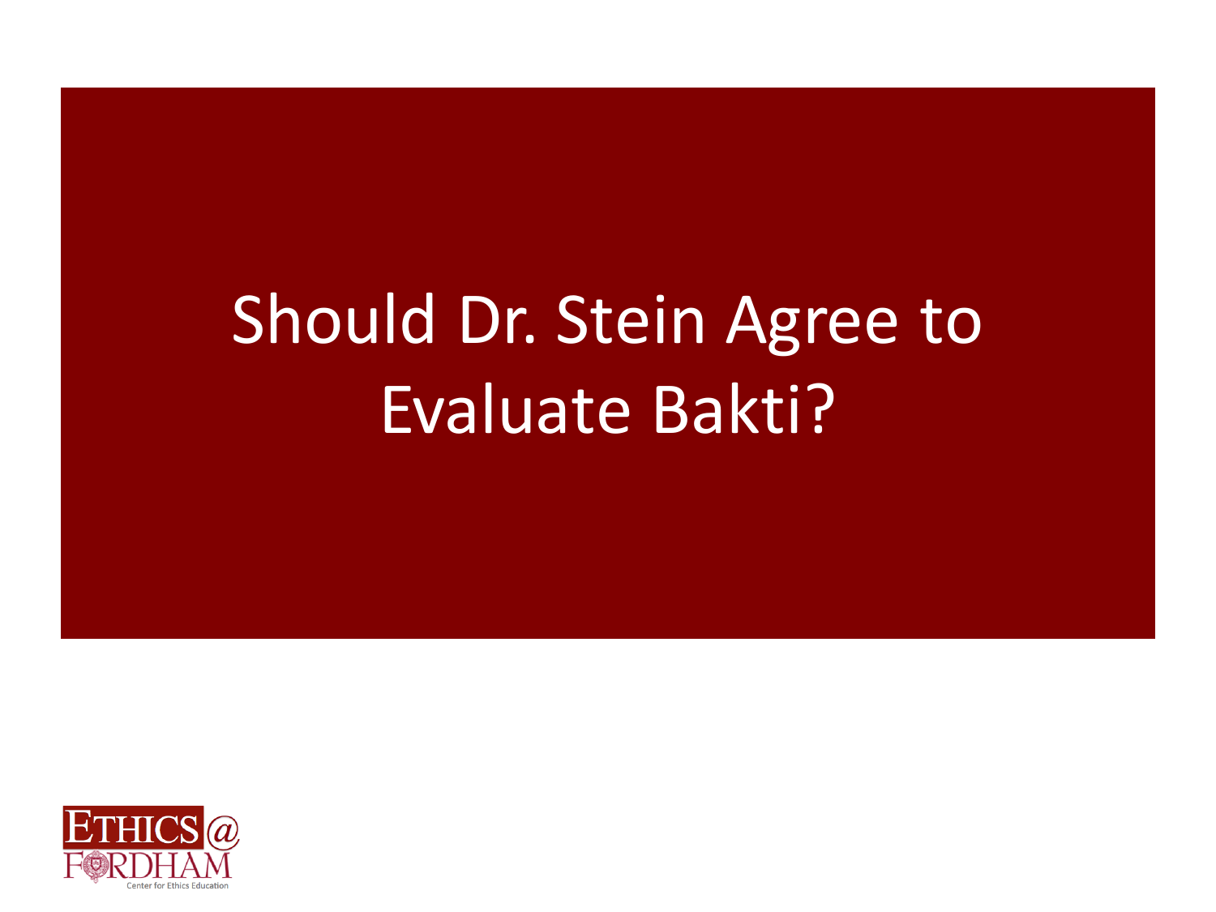# Should Dr. Stein Agree to Evaluate Bakti?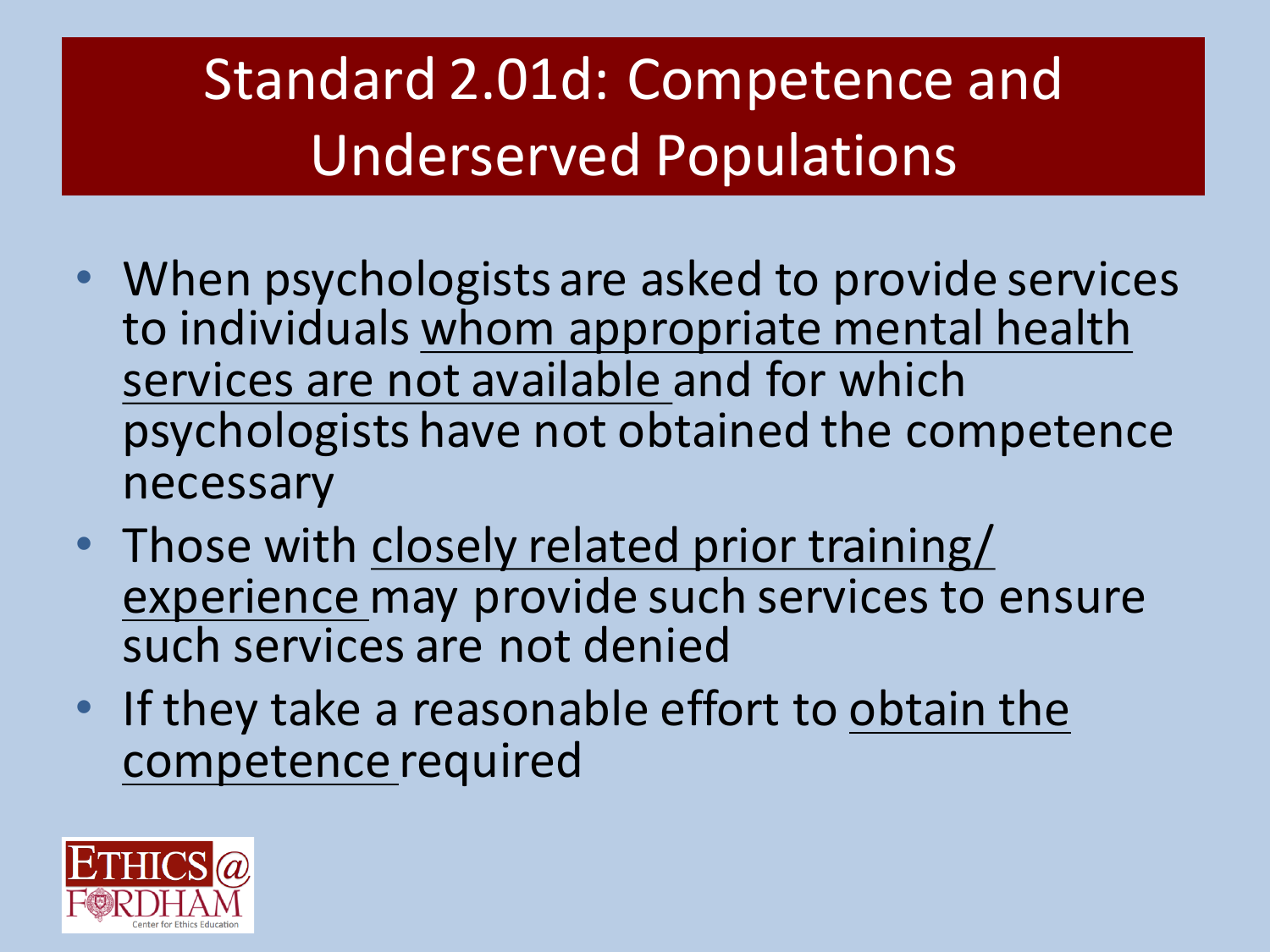# Standard 2.01d: Competence and Underserved Populations

- When psychologists are asked to provide services to individuals <u>whom appropriate mental health services are not available</u> and for which psychologists have not obtained the competence necessary
- Those with <u>closely related prior training/ experience</u> may provide such services to ensure such services are not denied
- If they take a reasonable effort to <u>obtain the competence</u> required

ETHICS@ FORDHAM
Center for Ethics Education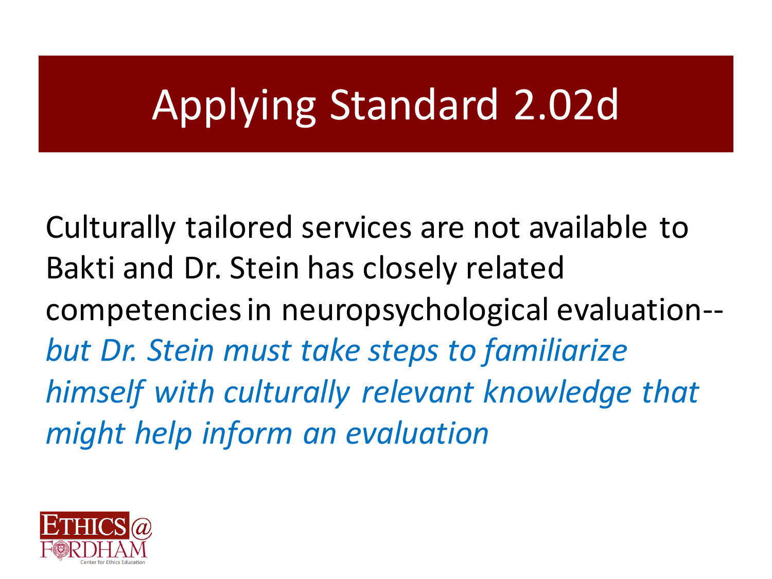# Applying Standard 2.02d

Culturally tailored services are not available to Bakti and Dr. Stein has closely related competencies in neuropsychological evaluation-- *but Dr. Stein must take steps to familiarize himself with culturally relevant knowledge that might help inform an evaluation*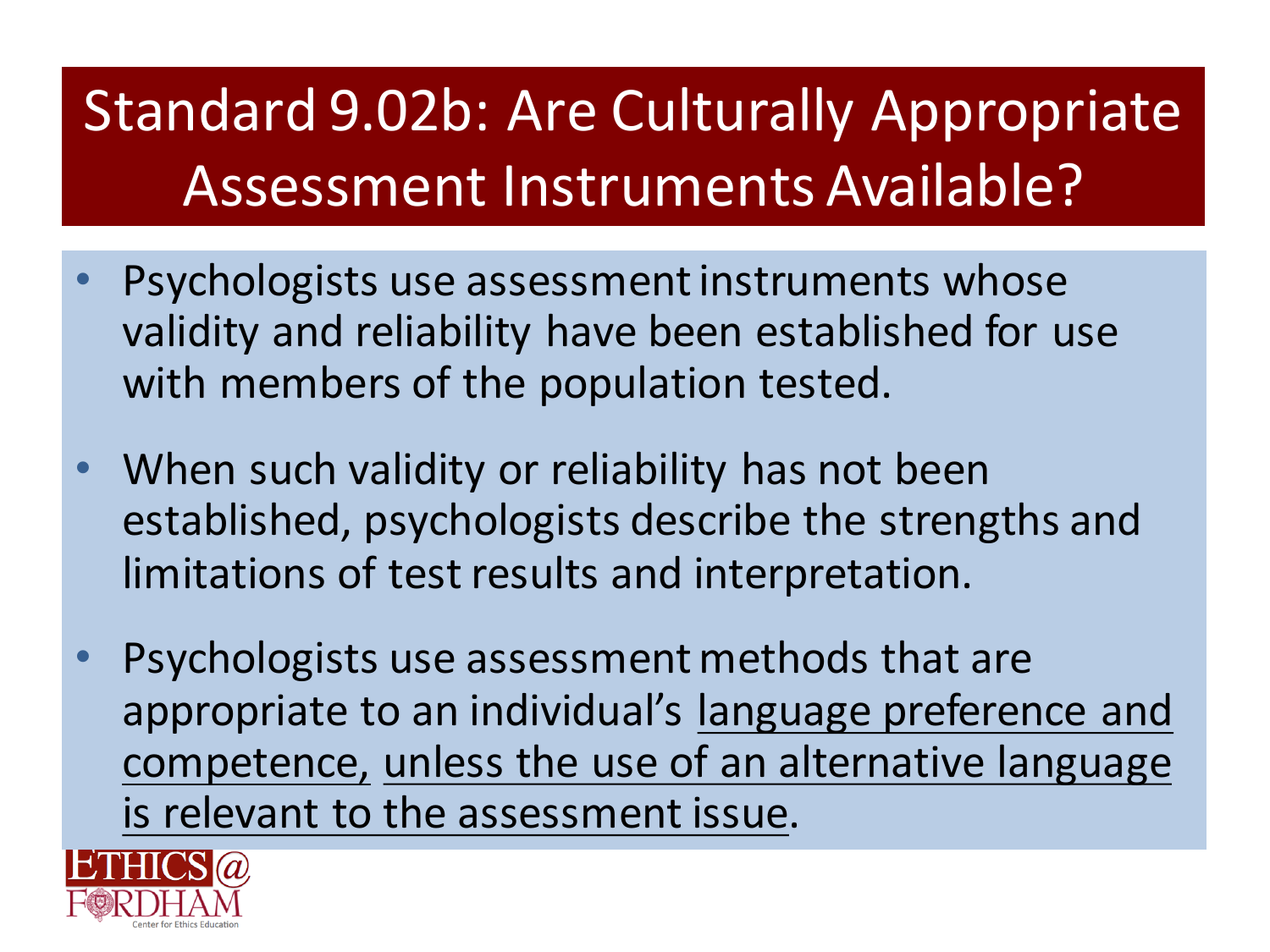# Standard 9.02b: Are Culturally Appropriate Assessment Instruments Available?

- Psychologists use assessment instruments whose validity and reliability have been established for use with members of the population tested.
- When such validity or reliability has not been established, psychologists describe the strengths and limitations of test results and interpretation.
- Psychologists use assessment methods that are appropriate to an individual's <u>language preference and competence,</u> <u>unless the use of an alternative language is relevant to the assessment issue</u>.

ETHICS@ FORDHAM
Center for Ethics Education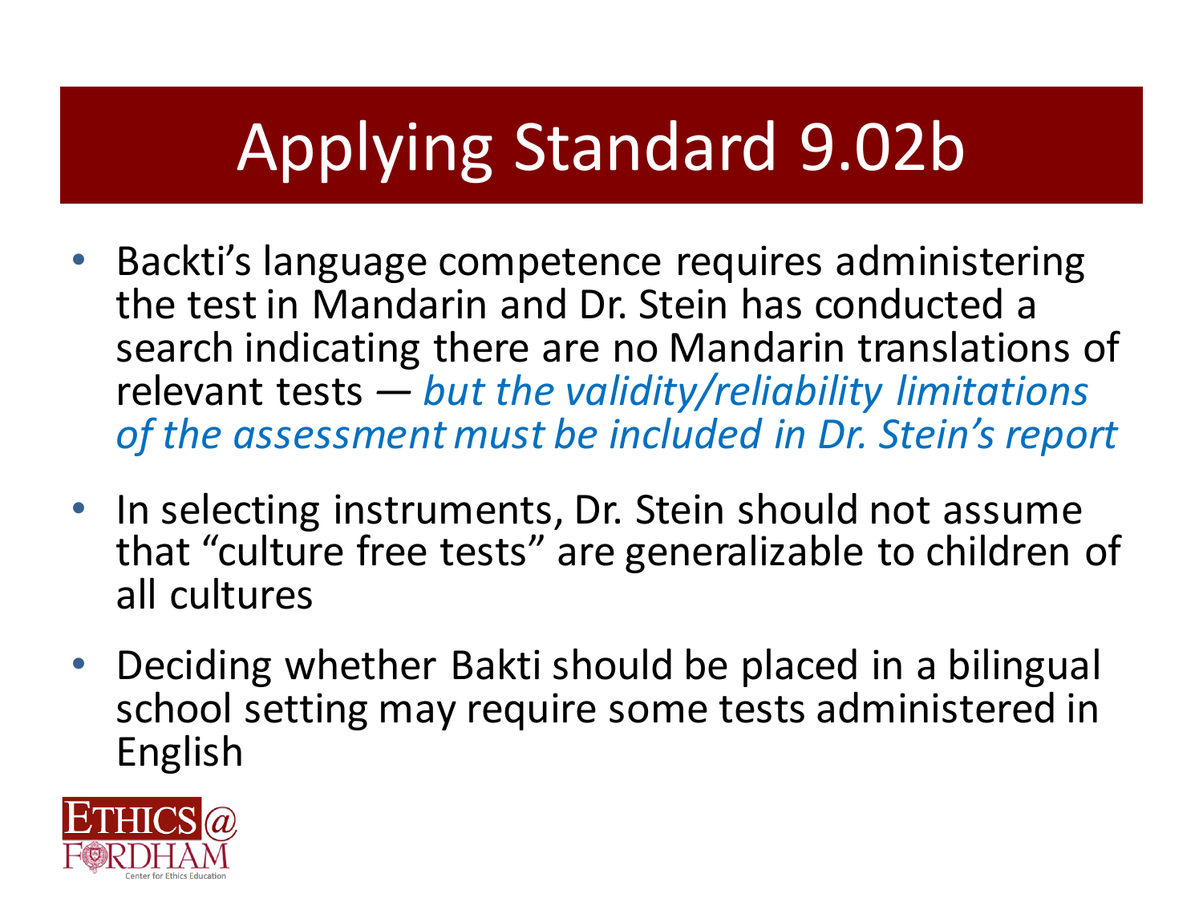# Applying Standard 9.02b

- Backti's language competence requires administering the test in Mandarin and Dr. Stein has conducted a search indicating there are no Mandarin translations of relevant tests — *but the validity/reliability limitations of the assessment must be included in Dr. Stein's report*
- In selecting instruments, Dr. Stein should not assume that "culture free tests" are generalizable to children of all cultures
- Deciding whether Bakti should be placed in a bilingual school setting may require some tests administered in English

ETHICS@FORDHAM
Center for Ethics Education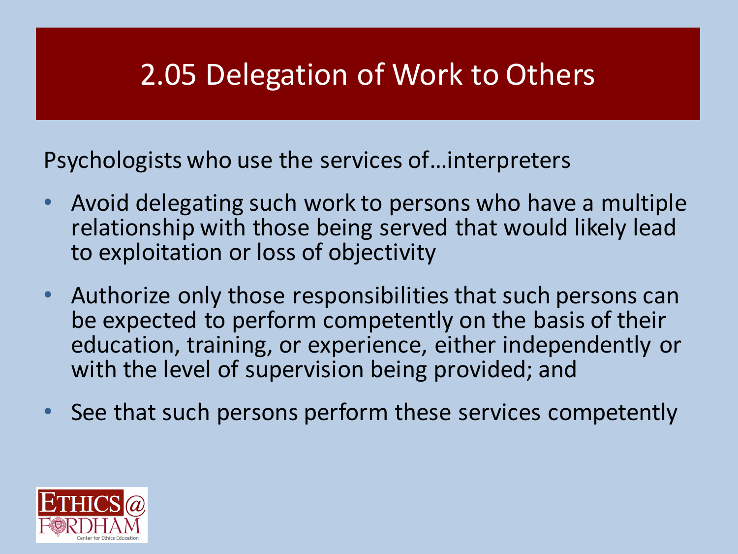# 2.05 Delegation of Work to Others

Psychologists who use the services of…interpreters

- Avoid delegating such work to persons who have a multiple relationship with those being served that would likely lead to exploitation or loss of objectivity
- Authorize only those responsibilities that such persons can be expected to perform competently on the basis of their education, training, or experience, either independently or with the level of supervision being provided; and
- See that such persons perform these services competently

ETHICS@FORDHAM
Center for Ethics Education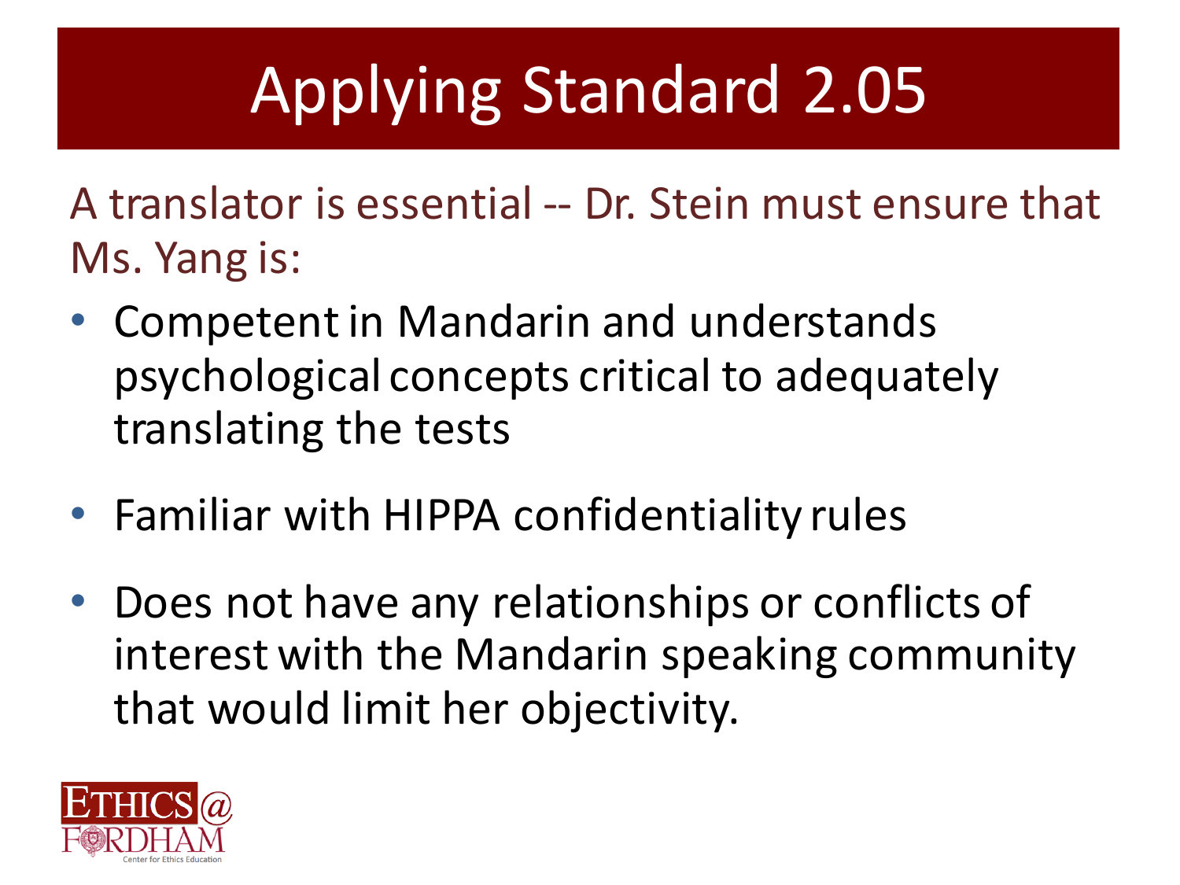# Applying Standard 2.05

A translator is essential -- Dr. Stein must ensure that Ms. Yang is:

- Competent in Mandarin and understands psychological concepts critical to adequately translating the tests
- Familiar with HIPPA confidentiality rules
- Does not have any relationships or conflicts of interest with the Mandarin speaking community that would limit her objectivity.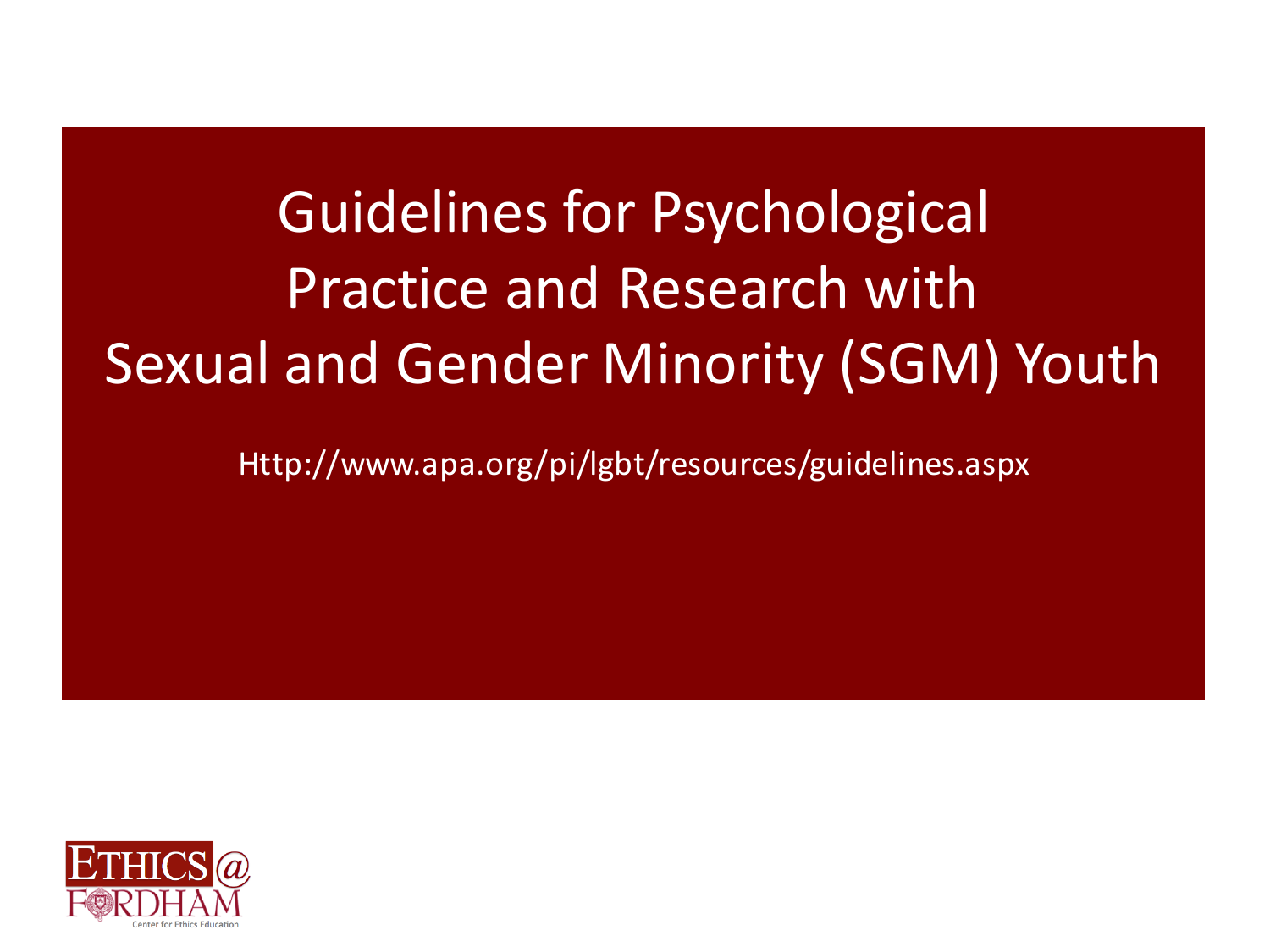# Guidelines for Psychological Practice and Research with Sexual and Gender Minority (SGM) Youth

Http://www.apa.org/pi/lgbt/resources/guidelines.aspx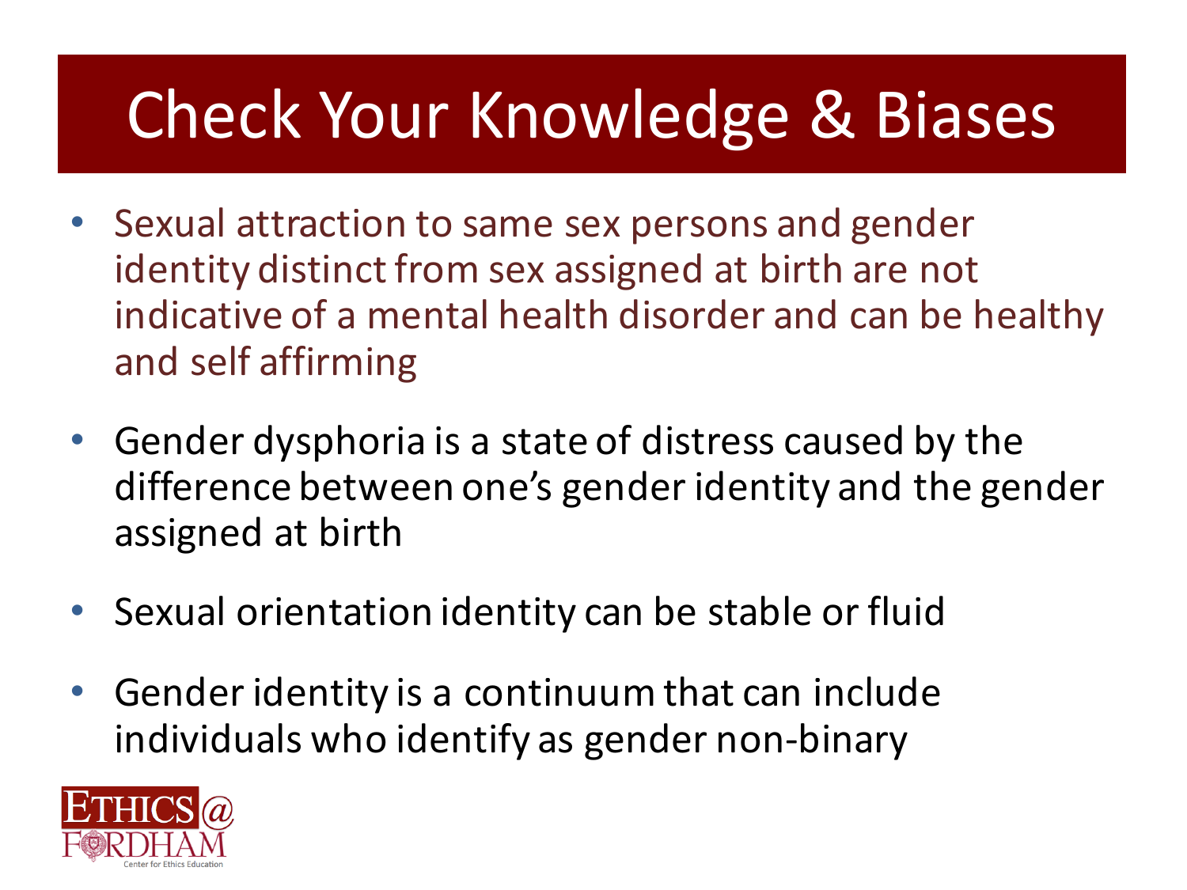# Check Your Knowledge & Biases

- Sexual attraction to same sex persons and gender identity distinct from sex assigned at birth are not indicative of a mental health disorder and can be healthy and self affirming
- Gender dysphoria is a state of distress caused by the difference between one's gender identity and the gender assigned at birth
- Sexual orientation identity can be stable or fluid
- Gender identity is a continuum that can include individuals who identify as gender non-binary

ETHICS@ FORDHAM
Center for Ethics Education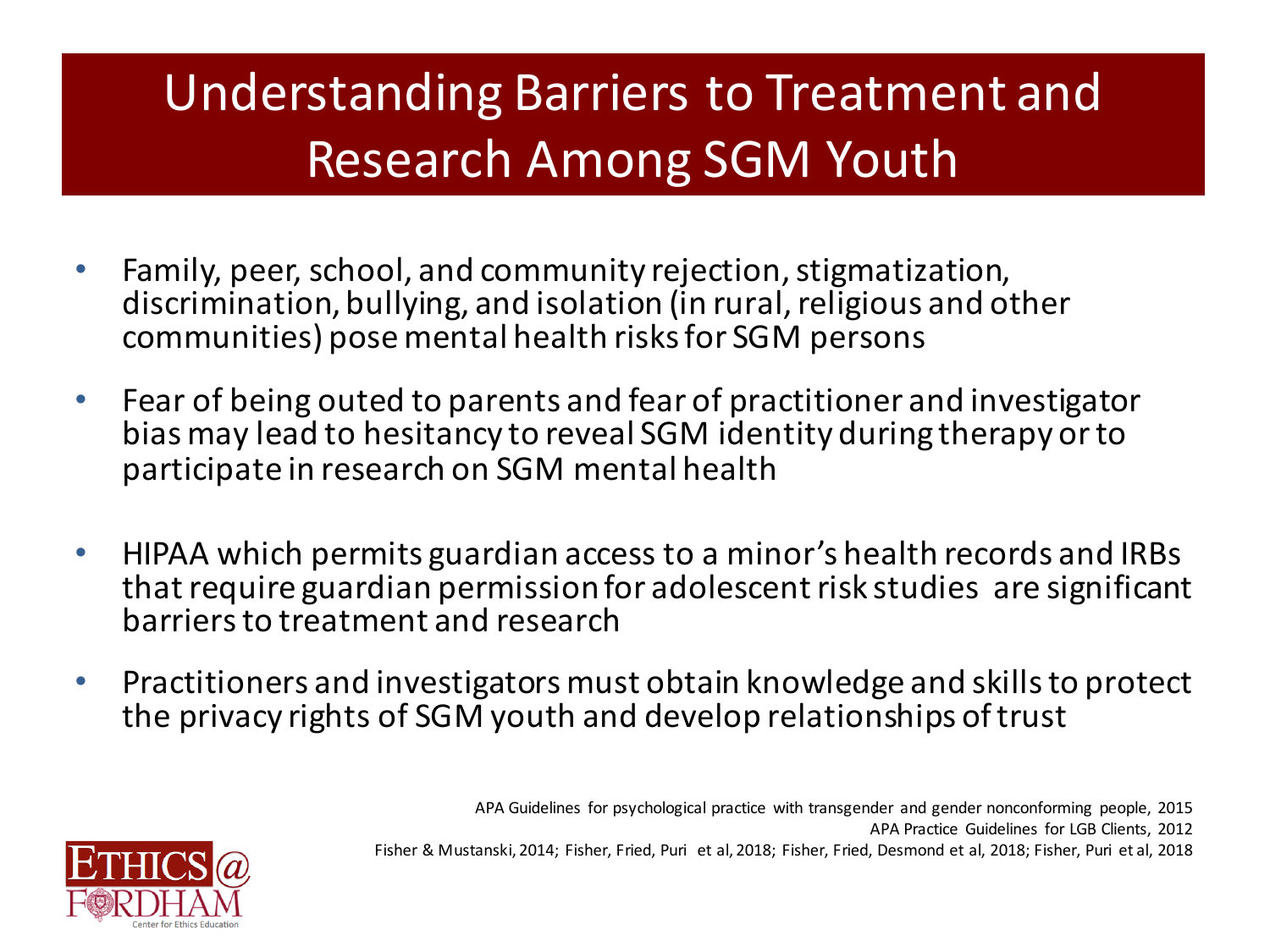# Understanding Barriers to Treatment and Research Among SGM Youth

- Family, peer, school, and community rejection, stigmatization, discrimination, bullying, and isolation (in rural, religious and other communities) pose mental health risks for SGM persons
- Fear of being outed to parents and fear of practitioner and investigator bias may lead to hesitancy to reveal SGM identity during therapy or to participate in research on SGM mental health
- HIPAA which permits guardian access to a minor's health records and IRBs that require guardian permission for adolescent risk studies are significant barriers to treatment and research
- Practitioners and investigators must obtain knowledge and skills to protect the privacy rights of SGM youth and develop relationships of trust

APA Guidelines for psychological practice with transgender and gender nonconforming people, 2015
APA Practice Guidelines for LGB Clients, 2012
Fisher & Mustanski, 2014; Fisher, Fried, Puri et al, 2018; Fisher, Fried, Desmond et al, 2018; Fisher, Puri et al, 2018

ETHICS @ FORDHAM
Center for Ethics Education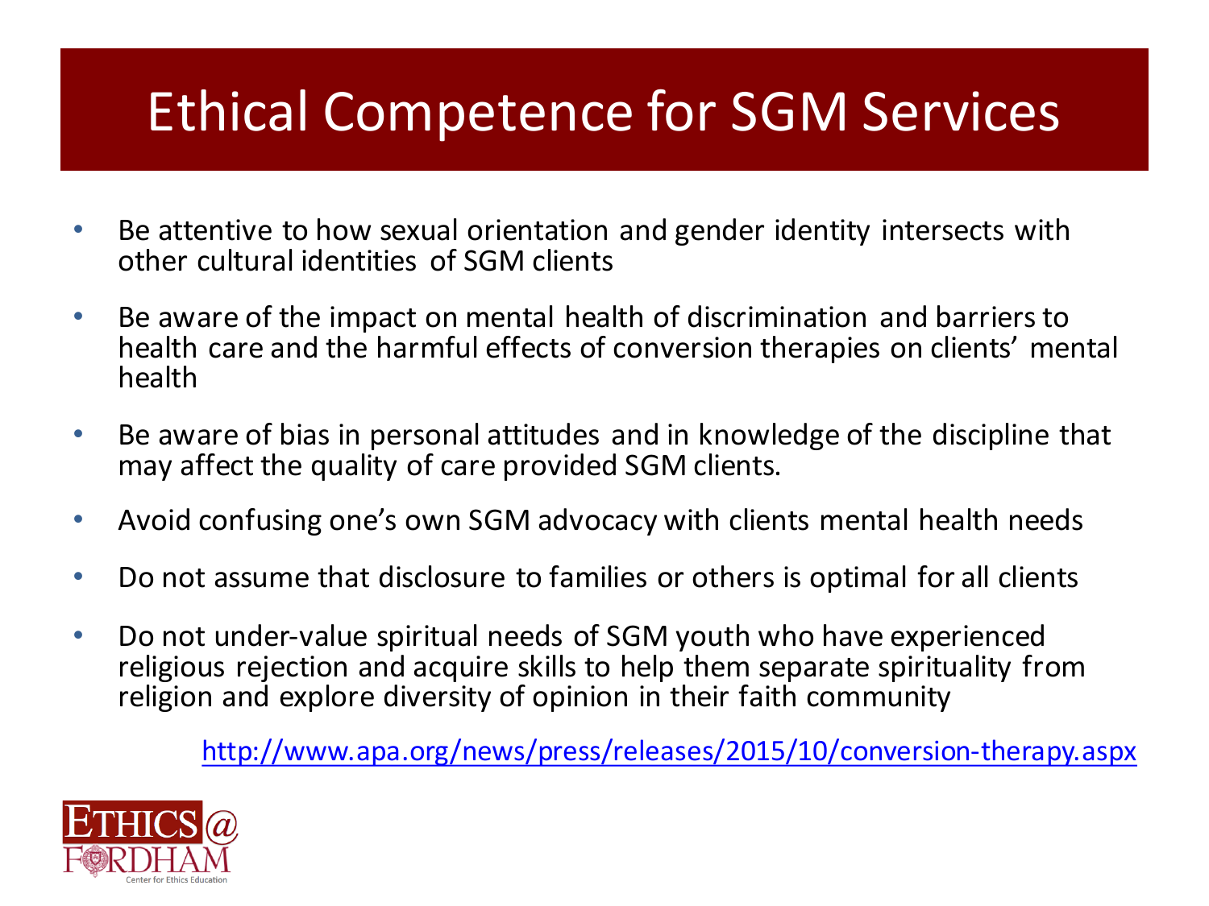# Ethical Competence for SGM Services

- Be attentive to how sexual orientation and gender identity intersects with other cultural identities of SGM clients
- Be aware of the impact on mental health of discrimination and barriers to health care and the harmful effects of conversion therapies on clients' mental health
- Be aware of bias in personal attitudes and in knowledge of the discipline that may affect the quality of care provided SGM clients.
- Avoid confusing one's own SGM advocacy with clients mental health needs
- Do not assume that disclosure to families or others is optimal for all clients
- Do not under-value spiritual needs of SGM youth who have experienced religious rejection and acquire skills to help them separate spirituality from religion and explore diversity of opinion in their faith community

http://www.apa.org/news/press/releases/2015/10/conversion-therapy.aspx

ETHICS@ FORDHAM
Center for Ethics Education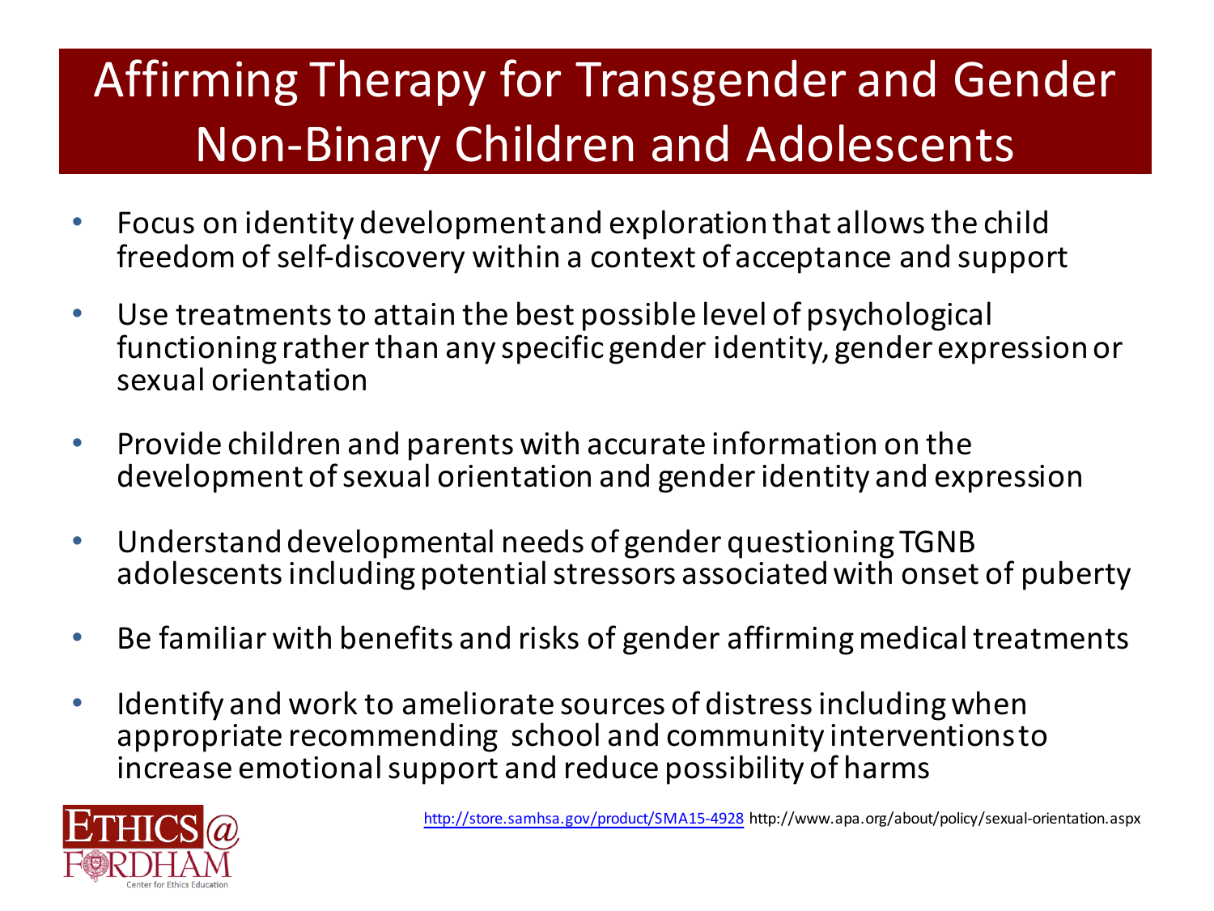# Affirming Therapy for Transgender and Gender Non-Binary Children and Adolescents

- Focus on identity development and exploration that allows the child freedom of self-discovery within a context of acceptance and support
- Use treatments to attain the best possible level of psychological functioning rather than any specific gender identity, gender expression or sexual orientation
- Provide children and parents with accurate information on the development of sexual orientation and gender identity and expression
- Understand developmental needs of gender questioning TGNB adolescents including potential stressors associated with onset of puberty
- Be familiar with benefits and risks of gender affirming medical treatments
- Identify and work to ameliorate sources of distress including when appropriate recommending school and community interventions to increase emotional support and reduce possibility of harms

ETHICS@FORDHAM Center for Ethics Education

http://store.samhsa.gov/product/SMA15-4928 http://www.apa.org/about/policy/sexual-orientation.aspx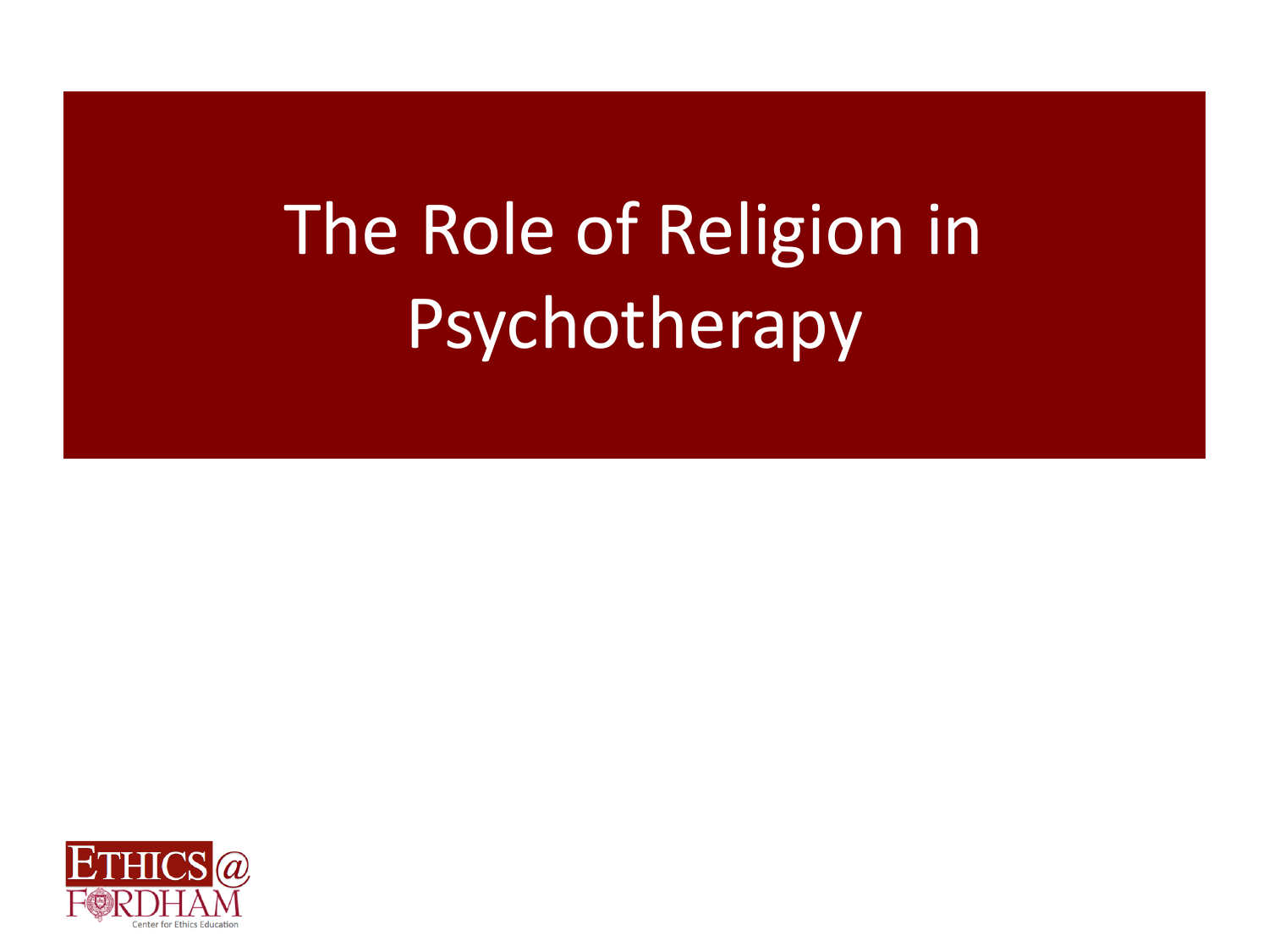# The Role of Religion in Psychotherapy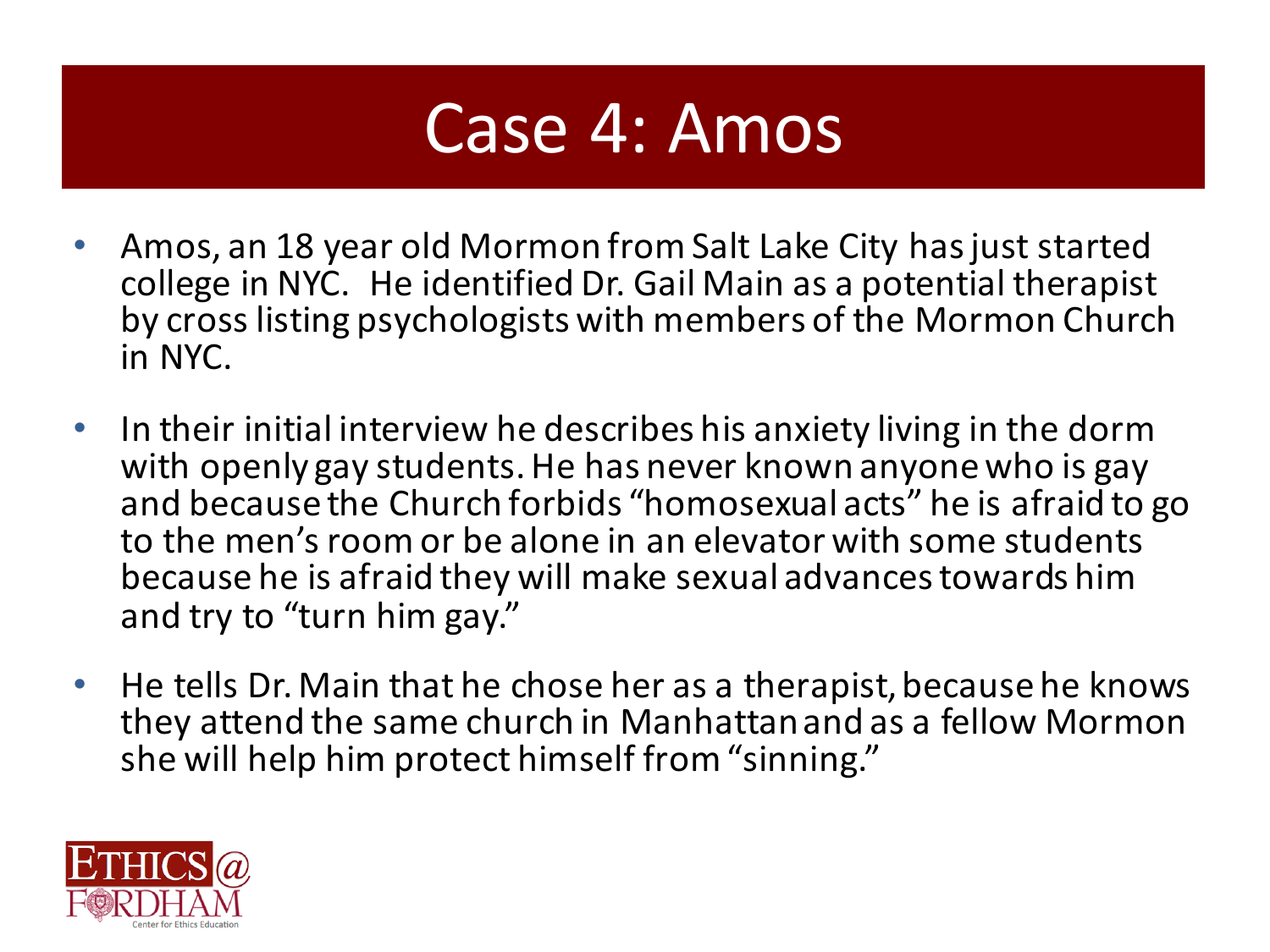# Case 4: Amos

- Amos, an 18 year old Mormon from Salt Lake City has just started college in NYC. He identified Dr. Gail Main as a potential therapist by cross listing psychologists with members of the Mormon Church in NYC.
- In their initial interview he describes his anxiety living in the dorm with openly gay students. He has never known anyone who is gay and because the Church forbids "homosexual acts" he is afraid to go to the men's room or be alone in an elevator with some students because he is afraid they will make sexual advances towards him and try to "turn him gay."
- He tells Dr. Main that he chose her as a therapist, because he knows they attend the same church in Manhattan and as a fellow Mormon she will help him protect himself from "sinning."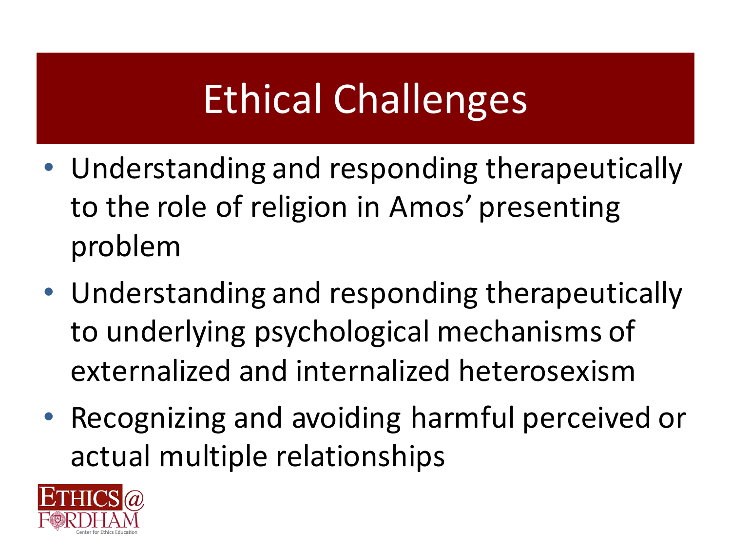# Ethical Challenges

- Understanding and responding therapeutically to the role of religion in Amos' presenting problem
- Understanding and responding therapeutically to underlying psychological mechanisms of externalized and internalized heterosexism
- Recognizing and avoiding harmful perceived or actual multiple relationships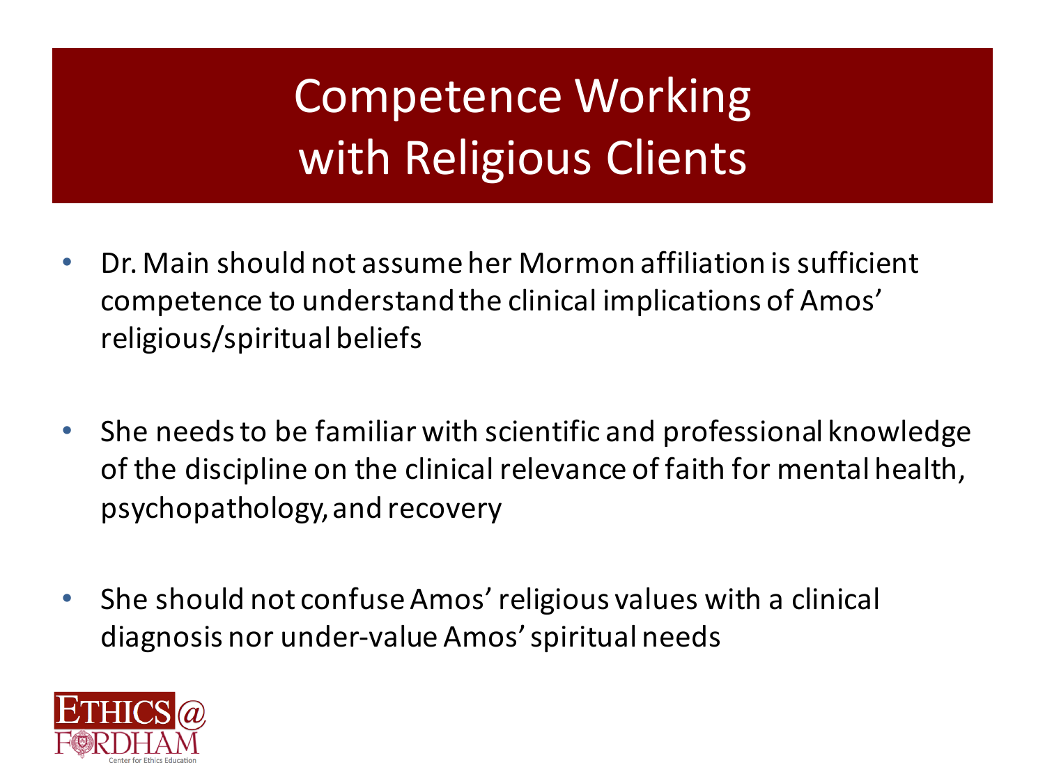# Competence Working with Religious Clients

- Dr. Main should not assume her Mormon affiliation is sufficient competence to understand the clinical implications of Amos' religious/spiritual beliefs
- She needs to be familiar with scientific and professional knowledge of the discipline on the clinical relevance of faith for mental health, psychopathology, and recovery
- She should not confuse Amos' religious values with a clinical diagnosis nor under-value Amos' spiritual needs

ETHICS@ FORDHAM
Center for Ethics Education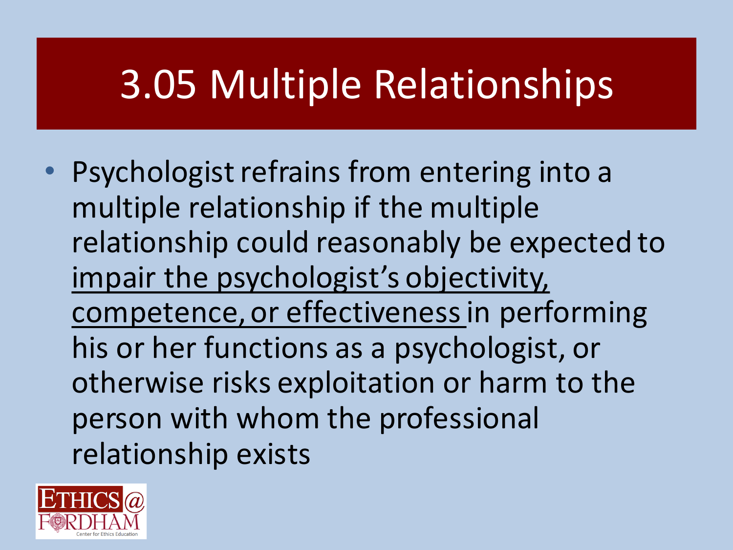# 3.05 Multiple Relationships

- Psychologist refrains from entering into a multiple relationship if the multiple relationship could reasonably be expected to <u>impair the psychologist's objectivity, competence, or effectiveness</u> in performing his or her functions as a psychologist, or otherwise risks exploitation or harm to the person with whom the professional relationship exists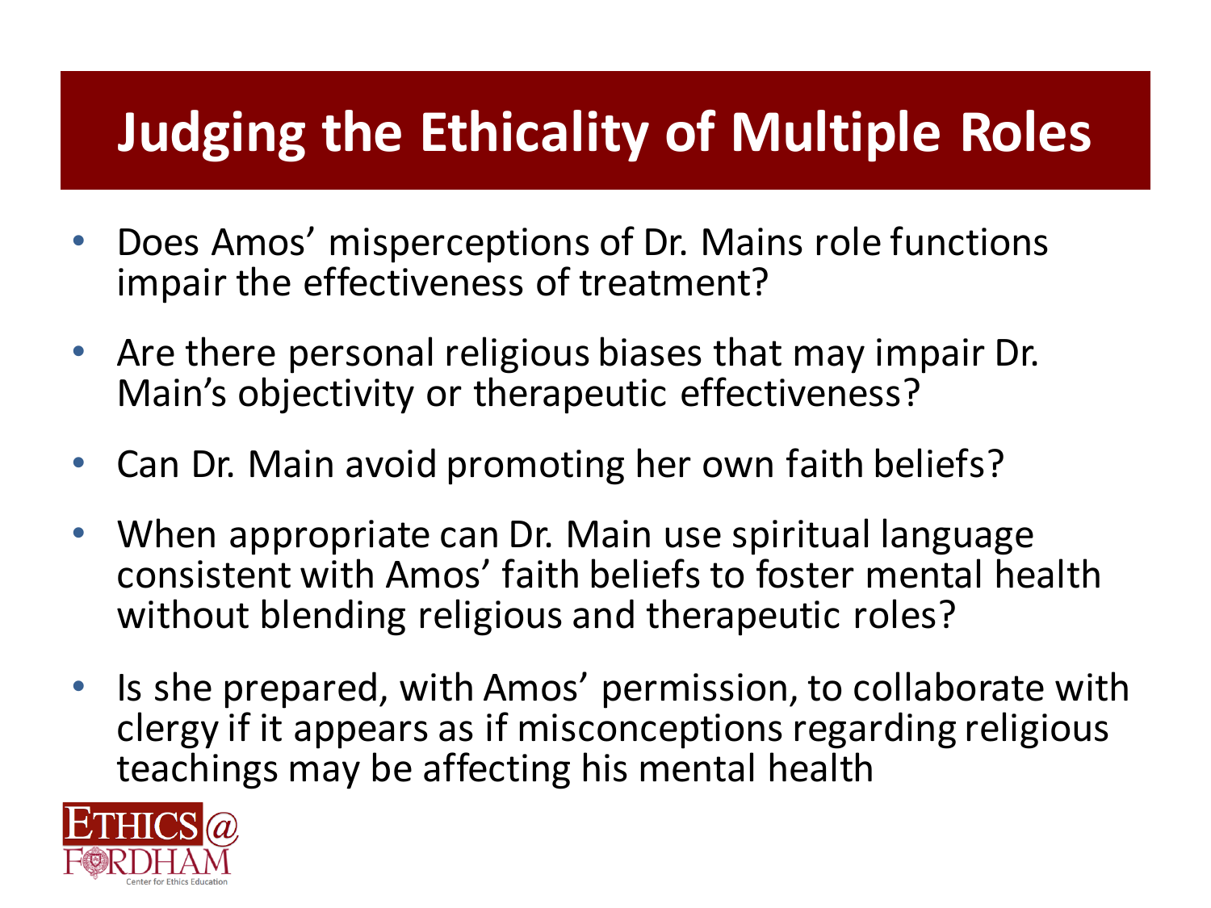# Judging the Ethicality of Multiple Roles

- Does Amos' misperceptions of Dr. Mains role functions impair the effectiveness of treatment?
- Are there personal religious biases that may impair Dr. Main's objectivity or therapeutic effectiveness?
- Can Dr. Main avoid promoting her own faith beliefs?
- When appropriate can Dr. Main use spiritual language consistent with Amos' faith beliefs to foster mental health without blending religious and therapeutic roles?
- Is she prepared, with Amos' permission, to collaborate with clergy if it appears as if misconceptions regarding religious teachings may be affecting his mental health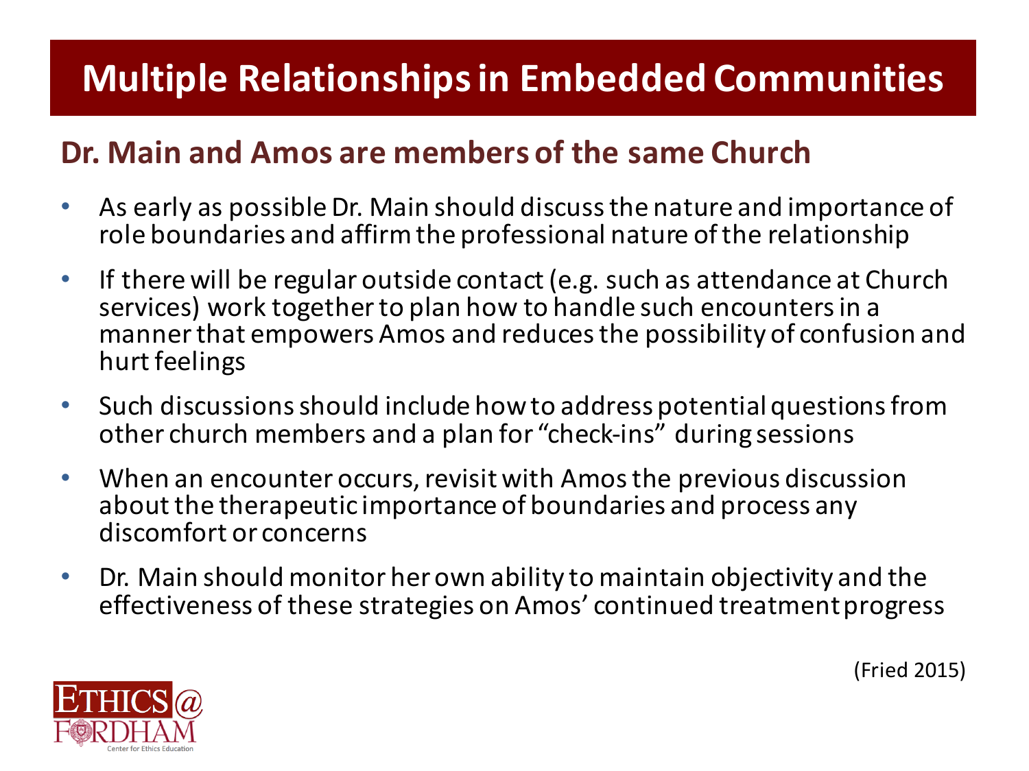# Multiple Relationships in Embedded Communities

## Dr. Main and Amos are members of the same Church

- As early as possible Dr. Main should discuss the nature and importance of role boundaries and affirm the professional nature of the relationship
- If there will be regular outside contact (e.g. such as attendance at Church services) work together to plan how to handle such encounters in a manner that empowers Amos and reduces the possibility of confusion and hurt feelings
- Such discussions should include how to address potential questions from other church members and a plan for "check-ins" during sessions
- When an encounter occurs, revisit with Amos the previous discussion about the therapeutic importance of boundaries and process any discomfort or concerns
- Dr. Main should monitor her own ability to maintain objectivity and the effectiveness of these strategies on Amos' continued treatment progress

(Fried 2015)

ETHICS@FORDHAM
Center for Ethics Education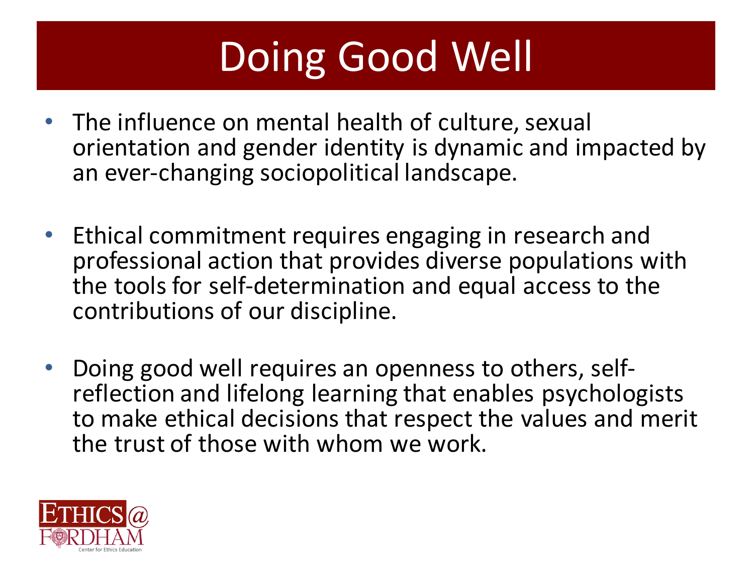# Doing Good Well

- The influence on mental health of culture, sexual orientation and gender identity is dynamic and impacted by an ever-changing sociopolitical landscape.

- Ethical commitment requires engaging in research and professional action that provides diverse populations with the tools for self-determination and equal access to the contributions of our discipline.

- Doing good well requires an openness to others, self-reflection and lifelong learning that enables psychologists to make ethical decisions that respect the values and merit the trust of those with whom we work.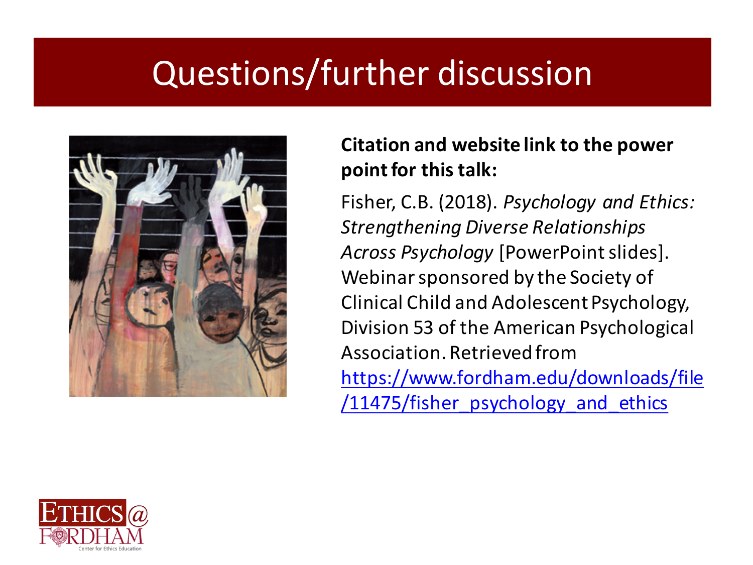# Questions/further discussion

**Citation and website link to the power point for this talk:**

Fisher, C.B. (2018). *Psychology and Ethics: Strengthening Diverse Relationships Across Psychology* [PowerPoint slides]. Webinar sponsored by the Society of Clinical Child and Adolescent Psychology, Division 53 of the American Psychological Association. Retrieved from https://www.fordham.edu/downloads/file/11475/fisher_psychology_and_ethics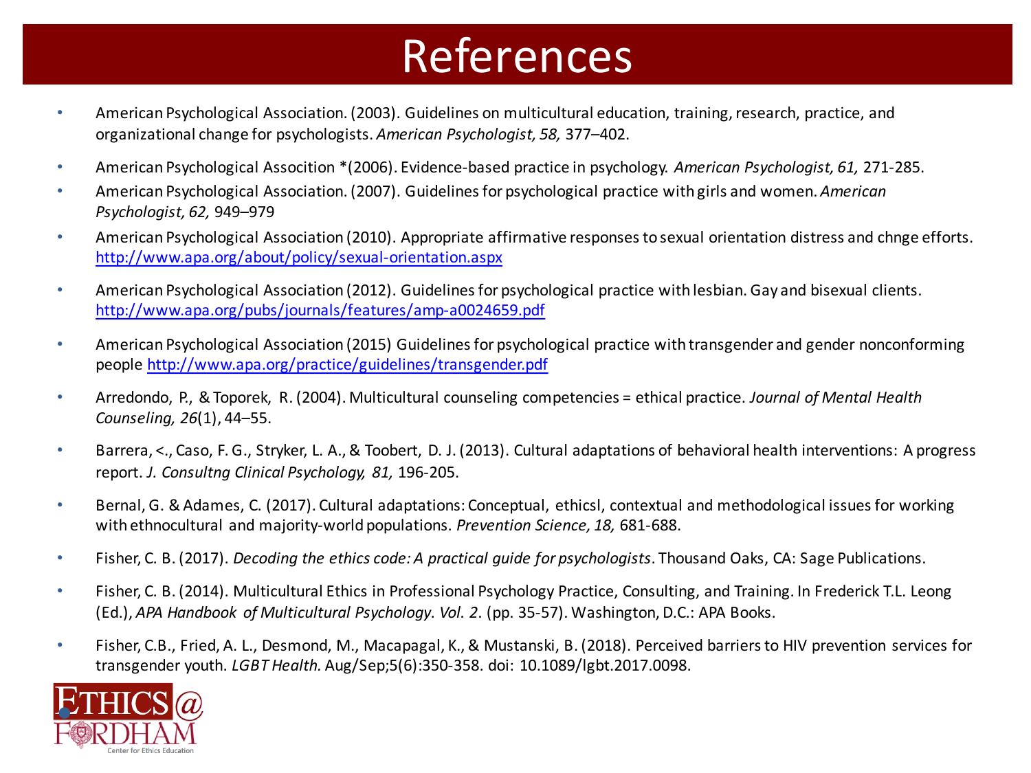# References

- American Psychological Association. (2003). Guidelines on multicultural education, training, research, practice, and organizational change for psychologists. *American Psychologist, 58,* 377–402.
- American Psychological Assocition *(2006). Evidence-based practice in psychology. *American Psychologist, 61,* 271-285.
- American Psychological Association. (2007). Guidelines for psychological practice with girls and women. *American Psychologist, 62,* 949–979
- American Psychological Association (2010). Appropriate affirmative responses to sexual orientation distress and chnge efforts. http://www.apa.org/about/policy/sexual-orientation.aspx
- American Psychological Association (2012). Guidelines for psychological practice with lesbian. Gay and bisexual clients. http://www.apa.org/pubs/journals/features/amp-a0024659.pdf
- American Psychological Association (2015) Guidelines for psychological practice with transgender and gender nonconforming people http://www.apa.org/practice/guidelines/transgender.pdf
- Arredondo, P., & Toporek, R. (2004). Multicultural counseling competencies = ethical practice. *Journal of Mental Health Counseling, 26*(1), 44–55.
- Barrera, <., Caso, F. G., Stryker, L. A., & Toobert, D. J. (2013). Cultural adaptations of behavioral health interventions: A progress report. *J. Consultng Clinical Psychology, 81,* 196-205.
- Bernal, G. & Adames, C. (2017). Cultural adaptations: Conceptual, ethicsl, contextual and methodological issues for working with ethnocultural and majority-world populations. *Prevention Science, 18,* 681-688.
- Fisher, C. B. (2017). *Decoding the ethics code: A practical guide for psychologists*. Thousand Oaks, CA: Sage Publications.
- Fisher, C. B. (2014). Multicultural Ethics in Professional Psychology Practice, Consulting, and Training. In Frederick T.L. Leong (Ed.), *APA Handbook of Multicultural Psychology. Vol. 2*. (pp. 35-57). Washington, D.C.: APA Books.
- Fisher, C.B., Fried, A. L., Desmond, M., Macapagal, K., & Mustanski, B. (2018). Perceived barriers to HIV prevention services for transgender youth. *LGBT Health.* Aug/Sep;5(6):350-358. doi: 10.1089/lgbt.2017.0098.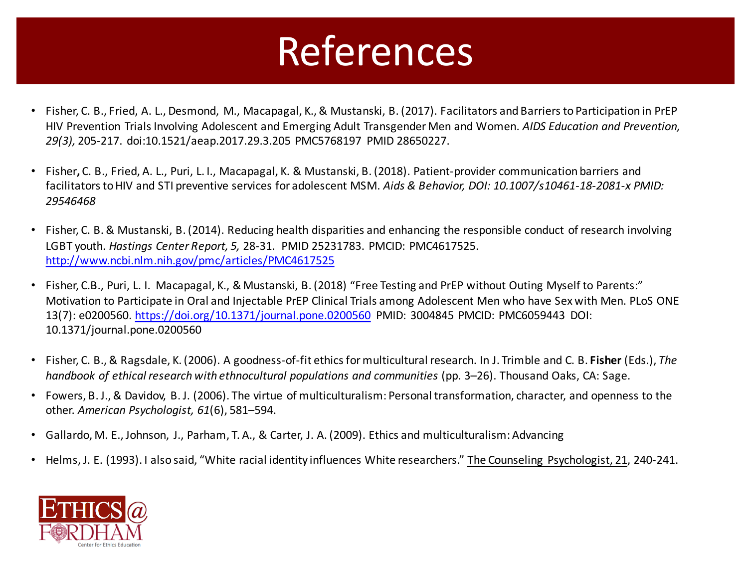# References

- Fisher, C. B., Fried, A. L., Desmond, M., Macapagal, K., & Mustanski, B. (2017). Facilitators and Barriers to Participation in PrEP HIV Prevention Trials Involving Adolescent and Emerging Adult Transgender Men and Women. *AIDS Education and Prevention, 29(3),* 205-217. doi:10.1521/aeap.2017.29.3.205 PMC5768197 PMID 28650227.

- Fisher**,** C. B., Fried, A. L., Puri, L. I., Macapagal, K. & Mustanski, B. (2018). Patient-provider communication barriers and facilitators to HIV and STI preventive services for adolescent MSM. *Aids & Behavior, DOI: 10.1007/s10461-18-2081-x PMID: 29546468*

- Fisher, C. B. & Mustanski, B. (2014). Reducing health disparities and enhancing the responsible conduct of research involving LGBT youth. *Hastings Center Report, 5,* 28-31. PMID 25231783. PMCID: PMC4617525. http://www.ncbi.nlm.nih.gov/pmc/articles/PMC4617525

- Fisher, C.B., Puri, L. I. Macapagal, K., & Mustanski, B. (2018) "Free Testing and PrEP without Outing Myself to Parents:" Motivation to Participate in Oral and Injectable PrEP Clinical Trials among Adolescent Men who have Sex with Men. PLoS ONE 13(7): e0200560. https://doi.org/10.1371/journal.pone.0200560 PMID: 3004845 PMCID: PMC6059443 DOI: 10.1371/journal.pone.0200560

- Fisher, C. B., & Ragsdale, K. (2006). A goodness-of-fit ethics for multicultural research. In J. Trimble and C. B. **Fisher** (Eds.), *The handbook of ethical research with ethnocultural populations and communities* (pp. 3–26). Thousand Oaks, CA: Sage.

- Fowers, B. J., & Davidov, B. J. (2006). The virtue of multiculturalism: Personal transformation, character, and openness to the other. *American Psychologist, 61*(6), 581–594.

- Gallardo, M. E., Johnson, J., Parham, T. A., & Carter, J. A. (2009). Ethics and multiculturalism: Advancing

- Helms, J. E. (1993). I also said, "White racial identity influences White researchers." The Counseling Psychologist, 21, 240-241.

ETHICS@FORDHAM
Center for Ethics Education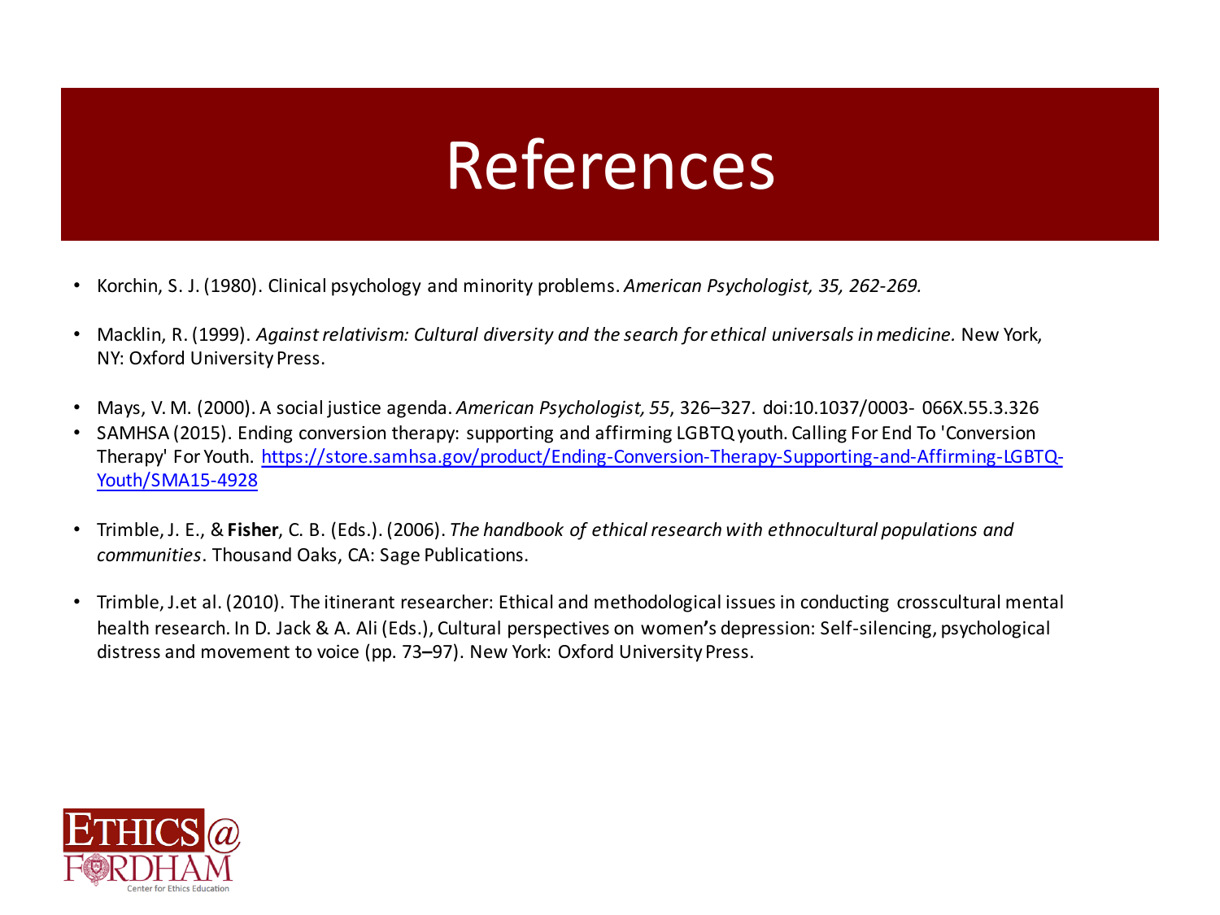# References

- Korchin, S. J. (1980). Clinical psychology and minority problems. *American Psychologist, 35, 262-269.*
- Macklin, R. (1999). *Against relativism: Cultural diversity and the search for ethical universals in medicine.* New York, NY: Oxford University Press.
- Mays, V. M. (2000). A social justice agenda. *American Psychologist, 55*, 326–327. doi:10.1037/0003- 066X.55.3.326
- SAMHSA (2015). Ending conversion therapy: supporting and affirming LGBTQ youth. Calling For End To 'Conversion Therapy' For Youth. https://store.samhsa.gov/product/Ending-Conversion-Therapy-Supporting-and-Affirming-LGBTQ-Youth/SMA15-4928
- Trimble, J. E., & **Fisher**, C. B. (Eds.). (2006). *The handbook of ethical research with ethnocultural populations and communities*. Thousand Oaks, CA: Sage Publications.
- Trimble, J.et al. (2010). The itinerant researcher: Ethical and methodological issues in conducting crosscultural mental health research. In D. Jack & A. Ali (Eds.), Cultural perspectives on women's depression: Self-silencing, psychological distress and movement to voice (pp. 73–97). New York: Oxford University Press.

ETHICS@FORDHAM Center for Ethics Education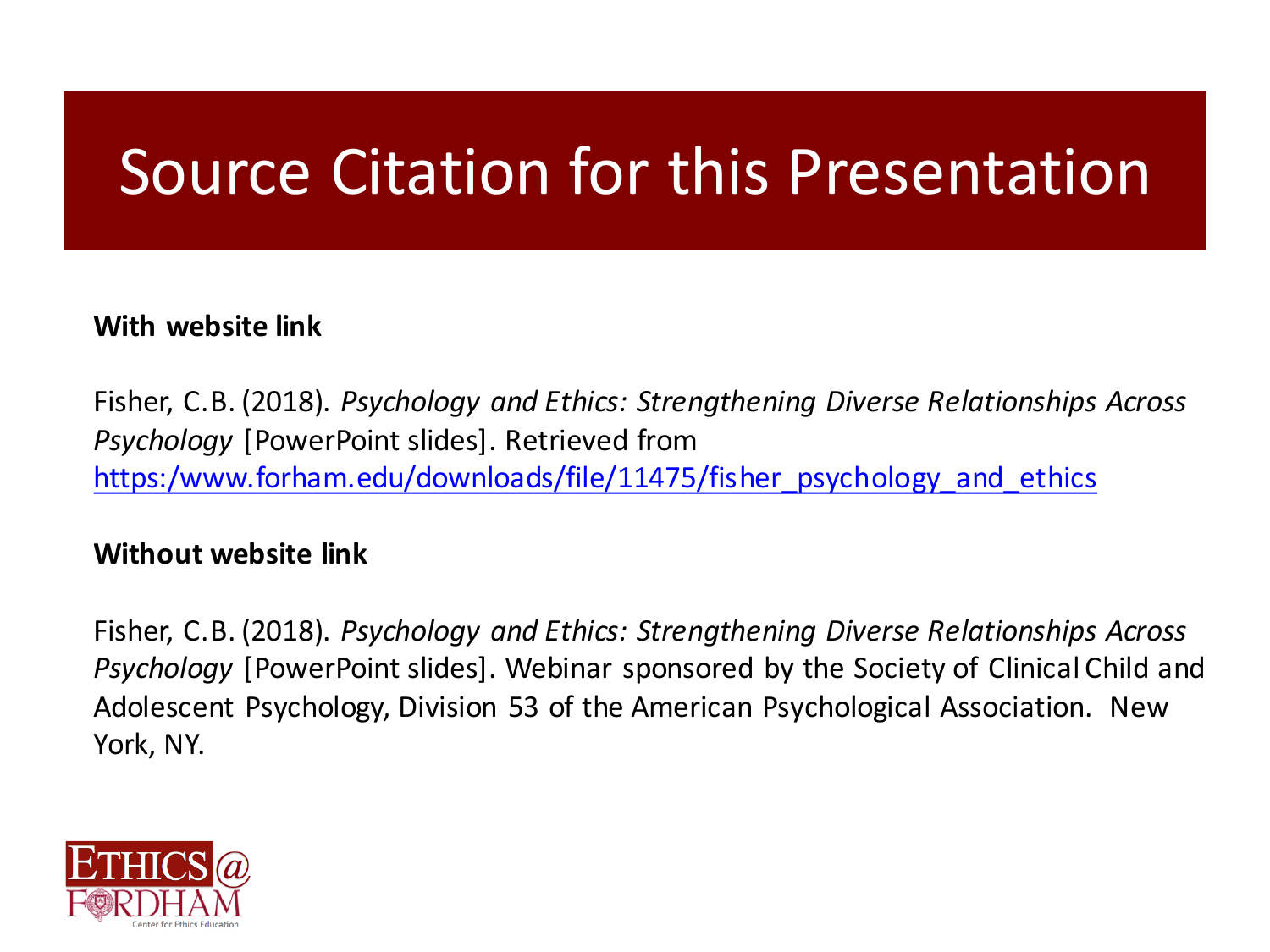# Source Citation for this Presentation

**With website link**

Fisher, C.B. (2018). *Psychology and Ethics: Strengthening Diverse Relationships Across Psychology* [PowerPoint slides]. Retrieved from https:/www.forham.edu/downloads/file/11475/fisher_psychology_and_ethics

**Without website link**

Fisher, C.B. (2018). *Psychology and Ethics: Strengthening Diverse Relationships Across Psychology* [PowerPoint slides]. Webinar sponsored by the Society of Clinical Child and Adolescent Psychology, Division 53 of the American Psychological Association. New York, NY.

ETHICS@ FORDHAM
Center for Ethics Education